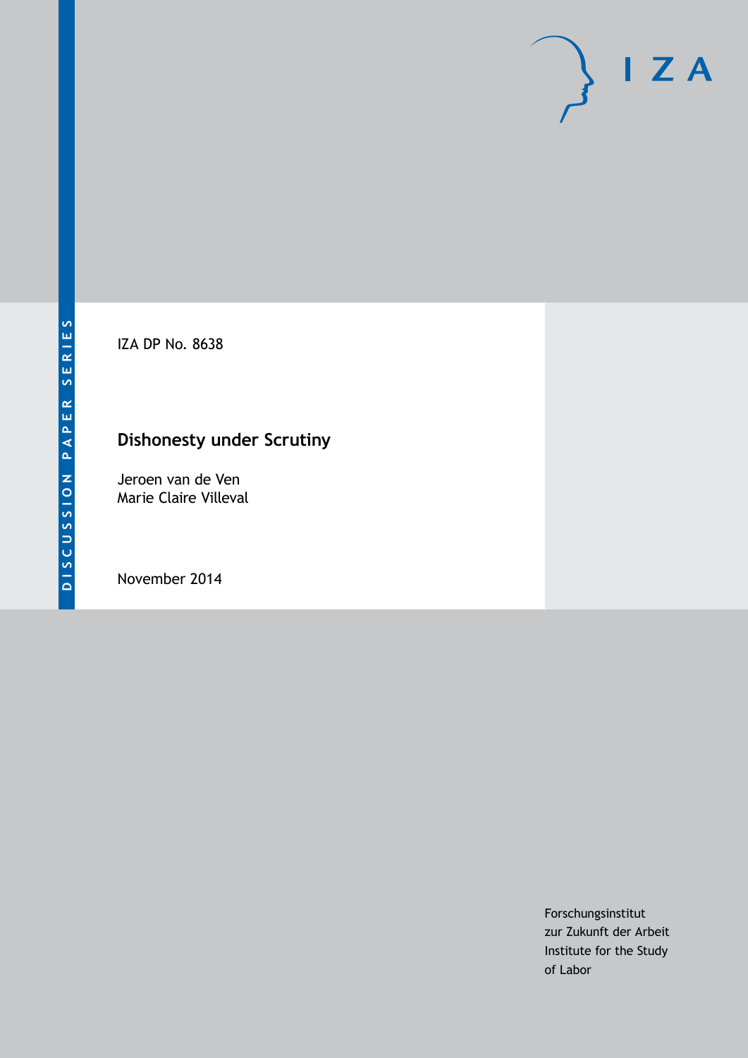DISCUSSION PAPER SERIES

IZA DP No. 8638

# Dishonesty under Scrutiny

Jeroen van de Ven
Marie Claire Villeval

November 2014

Forschungsinstitut
zur Zukunft der Arbeit
Institute for the Study
of Labor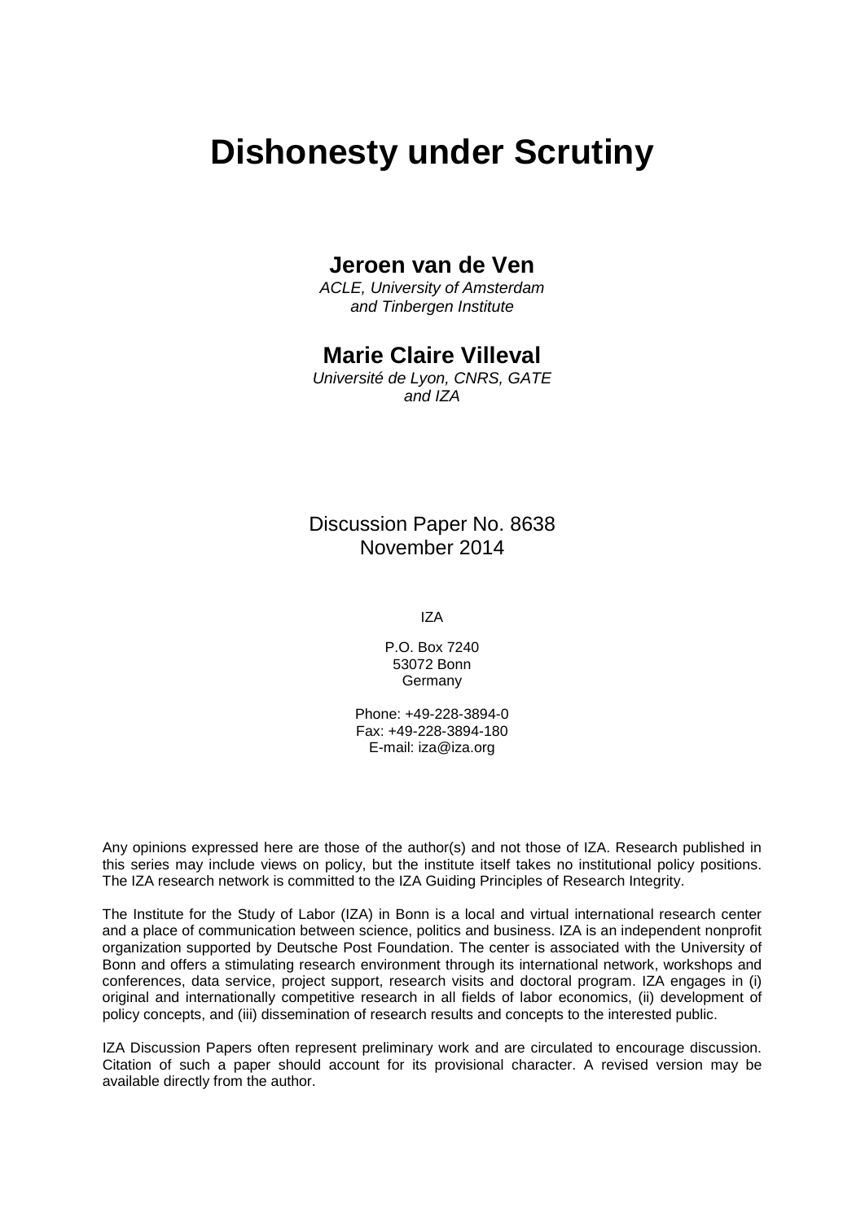# Dishonesty under Scrutiny

**Jeroen van de Ven**
*ACLE, University of Amsterdam and Tinbergen Institute*

**Marie Claire Villeval**
*Université de Lyon, CNRS, GATE and IZA*

Discussion Paper No. 8638
November 2014

IZA

P.O. Box 7240
53072 Bonn
Germany

Phone: +49-228-3894-0
Fax: +49-228-3894-180
E-mail: iza@iza.org

Any opinions expressed here are those of the author(s) and not those of IZA. Research published in this series may include views on policy, but the institute itself takes no institutional policy positions. The IZA research network is committed to the IZA Guiding Principles of Research Integrity.

The Institute for the Study of Labor (IZA) in Bonn is a local and virtual international research center and a place of communication between science, politics and business. IZA is an independent nonprofit organization supported by Deutsche Post Foundation. The center is associated with the University of Bonn and offers a stimulating research environment through its international network, workshops and conferences, data service, project support, research visits and doctoral program. IZA engages in (i) original and internationally competitive research in all fields of labor economics, (ii) development of policy concepts, and (iii) dissemination of research results and concepts to the interested public.

IZA Discussion Papers often represent preliminary work and are circulated to encourage discussion. Citation of such a paper should account for its provisional character. A revised version may be available directly from the author.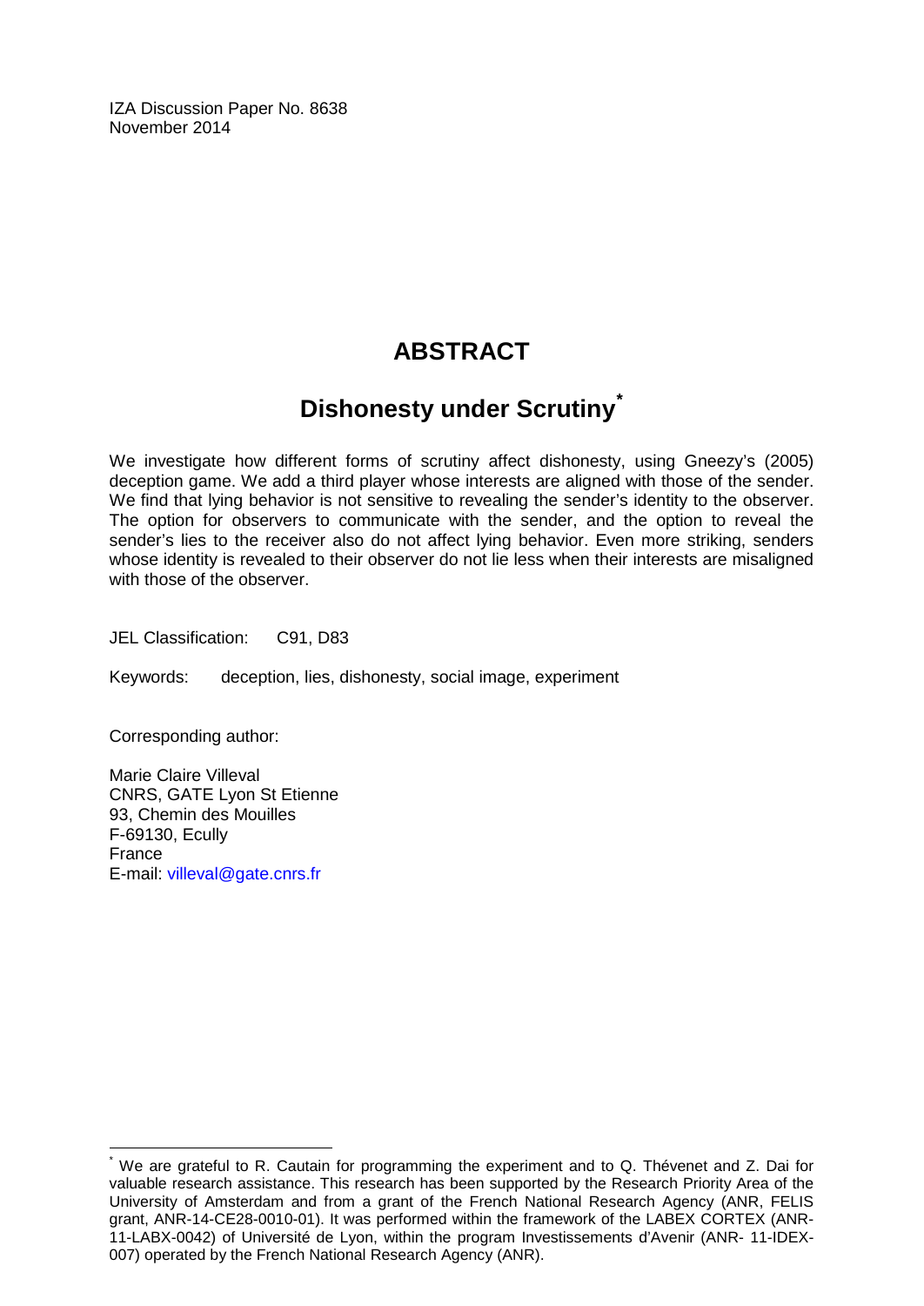IZA Discussion Paper No. 8638
November 2014

# ABSTRACT

## Dishonesty under Scrutiny*

We investigate how different forms of scrutiny affect dishonesty, using Gneezy's (2005) deception game. We add a third player whose interests are aligned with those of the sender. We find that lying behavior is not sensitive to revealing the sender's identity to the observer. The option for observers to communicate with the sender, and the option to reveal the sender's lies to the receiver also do not affect lying behavior. Even more striking, senders whose identity is revealed to their observer do not lie less when their interests are misaligned with those of the observer.

JEL Classification: C91, D83

Keywords: deception, lies, dishonesty, social image, experiment

Corresponding author:

Marie Claire Villeval
CNRS, GATE Lyon St Etienne
93, Chemin des Mouilles
F-69130, Ecully
France
E-mail: villeval@gate.cnrs.fr

* We are grateful to R. Cautain for programming the experiment and to Q. Thévenet and Z. Dai for valuable research assistance. This research has been supported by the Research Priority Area of the University of Amsterdam and from a grant of the French National Research Agency (ANR, FELIS grant, ANR-14-CE28-0010-01). It was performed within the framework of the LABEX CORTEX (ANR-11-LABX-0042) of Université de Lyon, within the program Investissements d'Avenir (ANR- 11-IDEX-007) operated by the French National Research Agency (ANR).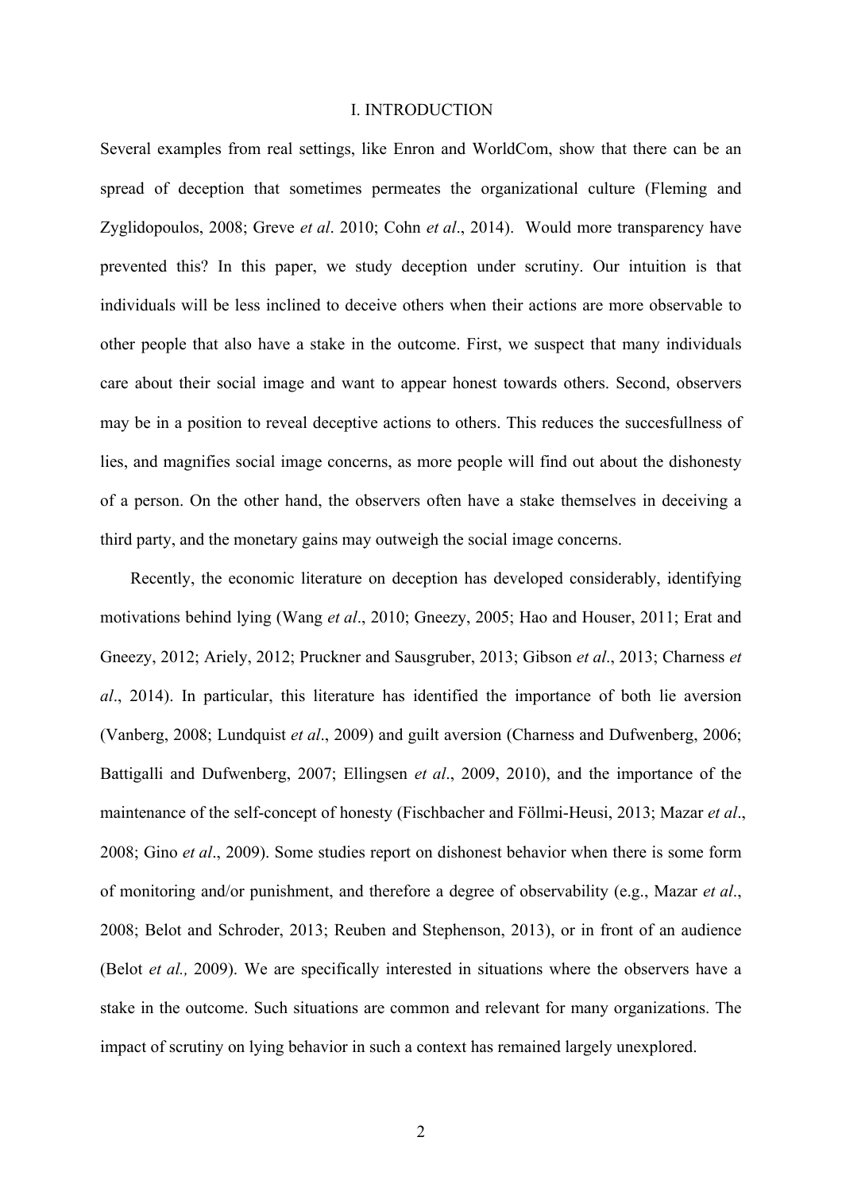# I. INTRODUCTION

Several examples from real settings, like Enron and WorldCom, show that there can be an spread of deception that sometimes permeates the organizational culture (Fleming and Zyglidopoulos, 2008; Greve *et al*. 2010; Cohn *et al*., 2014). Would more transparency have prevented this? In this paper, we study deception under scrutiny. Our intuition is that individuals will be less inclined to deceive others when their actions are more observable to other people that also have a stake in the outcome. First, we suspect that many individuals care about their social image and want to appear honest towards others. Second, observers may be in a position to reveal deceptive actions to others. This reduces the succesfullness of lies, and magnifies social image concerns, as more people will find out about the dishonesty of a person. On the other hand, the observers often have a stake themselves in deceiving a third party, and the monetary gains may outweigh the social image concerns.

Recently, the economic literature on deception has developed considerably, identifying motivations behind lying (Wang *et al*., 2010; Gneezy, 2005; Hao and Houser, 2011; Erat and Gneezy, 2012; Ariely, 2012; Pruckner and Sausgruber, 2013; Gibson *et al*., 2013; Charness *et al*., 2014). In particular, this literature has identified the importance of both lie aversion (Vanberg, 2008; Lundquist *et al*., 2009) and guilt aversion (Charness and Dufwenberg, 2006; Battigalli and Dufwenberg, 2007; Ellingsen *et al*., 2009, 2010), and the importance of the maintenance of the self-concept of honesty (Fischbacher and Föllmi-Heusi, 2013; Mazar *et al*., 2008; Gino *et al*., 2009). Some studies report on dishonest behavior when there is some form of monitoring and/or punishment, and therefore a degree of observability (e.g., Mazar *et al*., 2008; Belot and Schroder, 2013; Reuben and Stephenson, 2013), or in front of an audience (Belot *et al.,* 2009). We are specifically interested in situations where the observers have a stake in the outcome. Such situations are common and relevant for many organizations. The impact of scrutiny on lying behavior in such a context has remained largely unexplored.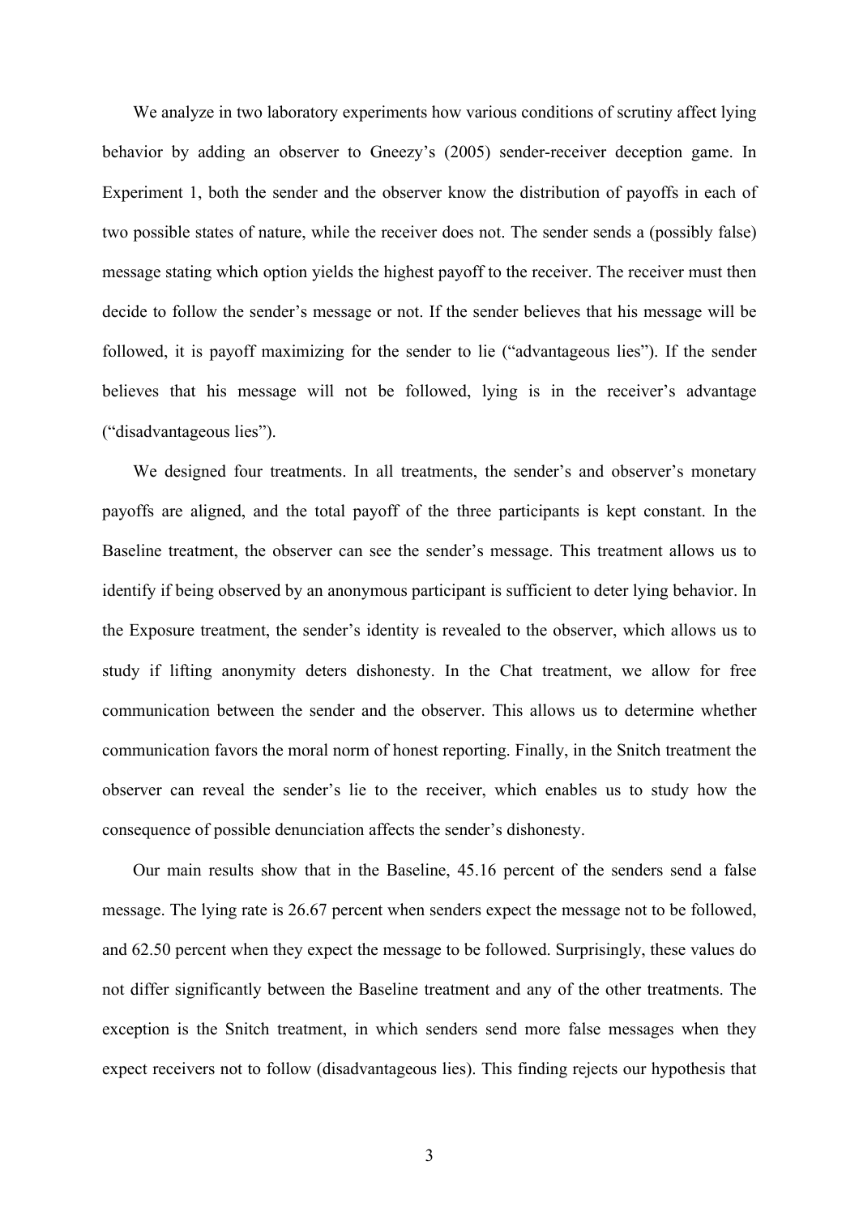We analyze in two laboratory experiments how various conditions of scrutiny affect lying behavior by adding an observer to Gneezy's (2005) sender-receiver deception game. In Experiment 1, both the sender and the observer know the distribution of payoffs in each of two possible states of nature, while the receiver does not. The sender sends a (possibly false) message stating which option yields the highest payoff to the receiver. The receiver must then decide to follow the sender's message or not. If the sender believes that his message will be followed, it is payoff maximizing for the sender to lie ("advantageous lies"). If the sender believes that his message will not be followed, lying is in the receiver's advantage ("disadvantageous lies").

We designed four treatments. In all treatments, the sender's and observer's monetary payoffs are aligned, and the total payoff of the three participants is kept constant. In the Baseline treatment, the observer can see the sender's message. This treatment allows us to identify if being observed by an anonymous participant is sufficient to deter lying behavior. In the Exposure treatment, the sender's identity is revealed to the observer, which allows us to study if lifting anonymity deters dishonesty. In the Chat treatment, we allow for free communication between the sender and the observer. This allows us to determine whether communication favors the moral norm of honest reporting. Finally, in the Snitch treatment the observer can reveal the sender's lie to the receiver, which enables us to study how the consequence of possible denunciation affects the sender's dishonesty.

Our main results show that in the Baseline, 45.16 percent of the senders send a false message. The lying rate is 26.67 percent when senders expect the message not to be followed, and 62.50 percent when they expect the message to be followed. Surprisingly, these values do not differ significantly between the Baseline treatment and any of the other treatments. The exception is the Snitch treatment, in which senders send more false messages when they expect receivers not to follow (disadvantageous lies). This finding rejects our hypothesis that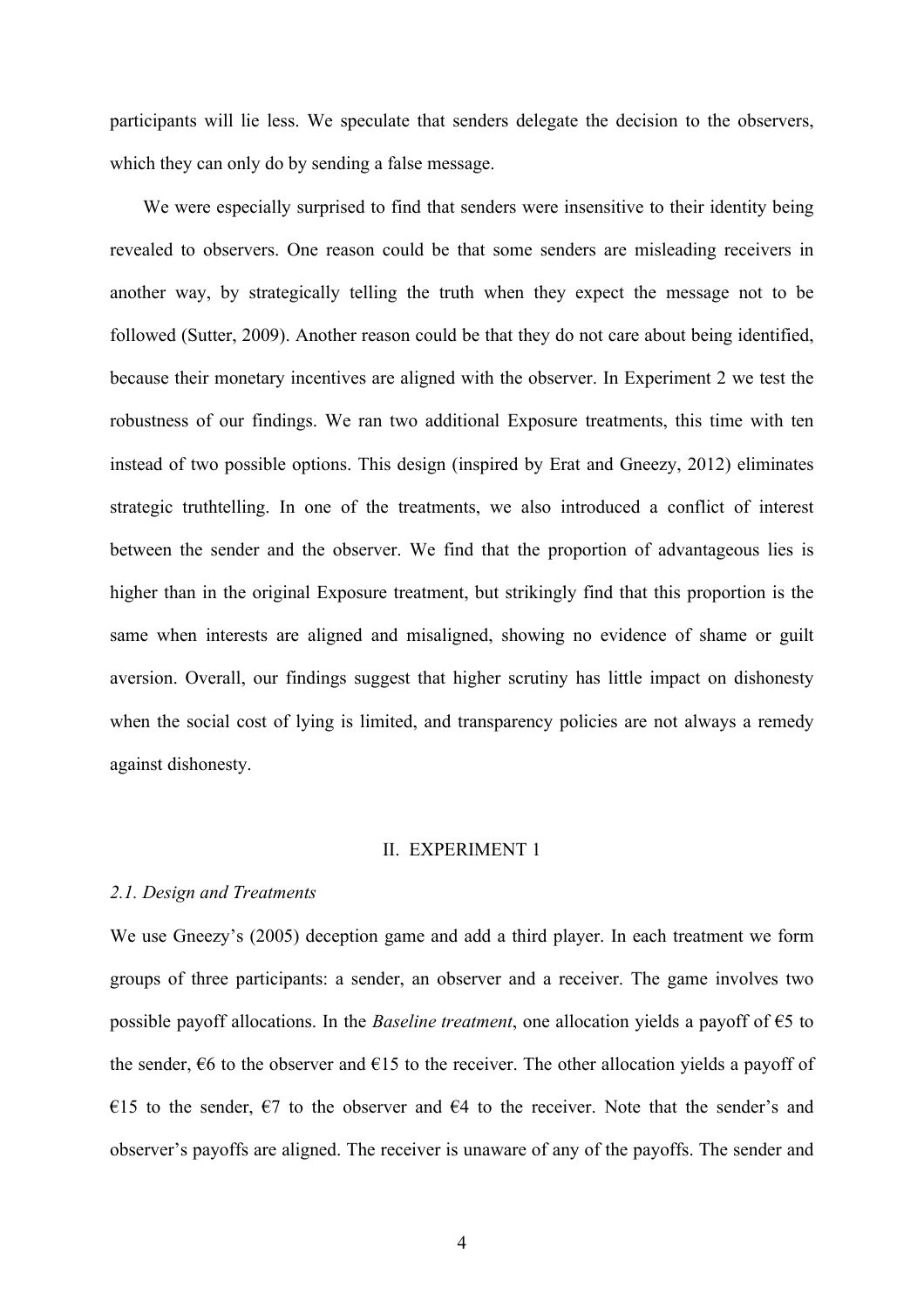participants will lie less. We speculate that senders delegate the decision to the observers, which they can only do by sending a false message.

We were especially surprised to find that senders were insensitive to their identity being revealed to observers. One reason could be that some senders are misleading receivers in another way, by strategically telling the truth when they expect the message not to be followed (Sutter, 2009). Another reason could be that they do not care about being identified, because their monetary incentives are aligned with the observer. In Experiment 2 we test the robustness of our findings. We ran two additional Exposure treatments, this time with ten instead of two possible options. This design (inspired by Erat and Gneezy, 2012) eliminates strategic truthtelling. In one of the treatments, we also introduced a conflict of interest between the sender and the observer. We find that the proportion of advantageous lies is higher than in the original Exposure treatment, but strikingly find that this proportion is the same when interests are aligned and misaligned, showing no evidence of shame or guilt aversion. Overall, our findings suggest that higher scrutiny has little impact on dishonesty when the social cost of lying is limited, and transparency policies are not always a remedy against dishonesty.

## II. EXPERIMENT 1

### *2.1. Design and Treatments*

We use Gneezy's (2005) deception game and add a third player. In each treatment we form groups of three participants: a sender, an observer and a receiver. The game involves two possible payoff allocations. In the *Baseline treatment*, one allocation yields a payoff of €5 to the sender, €6 to the observer and €15 to the receiver. The other allocation yields a payoff of €15 to the sender, €7 to the observer and €4 to the receiver. Note that the sender's and observer's payoffs are aligned. The receiver is unaware of any of the payoffs. The sender and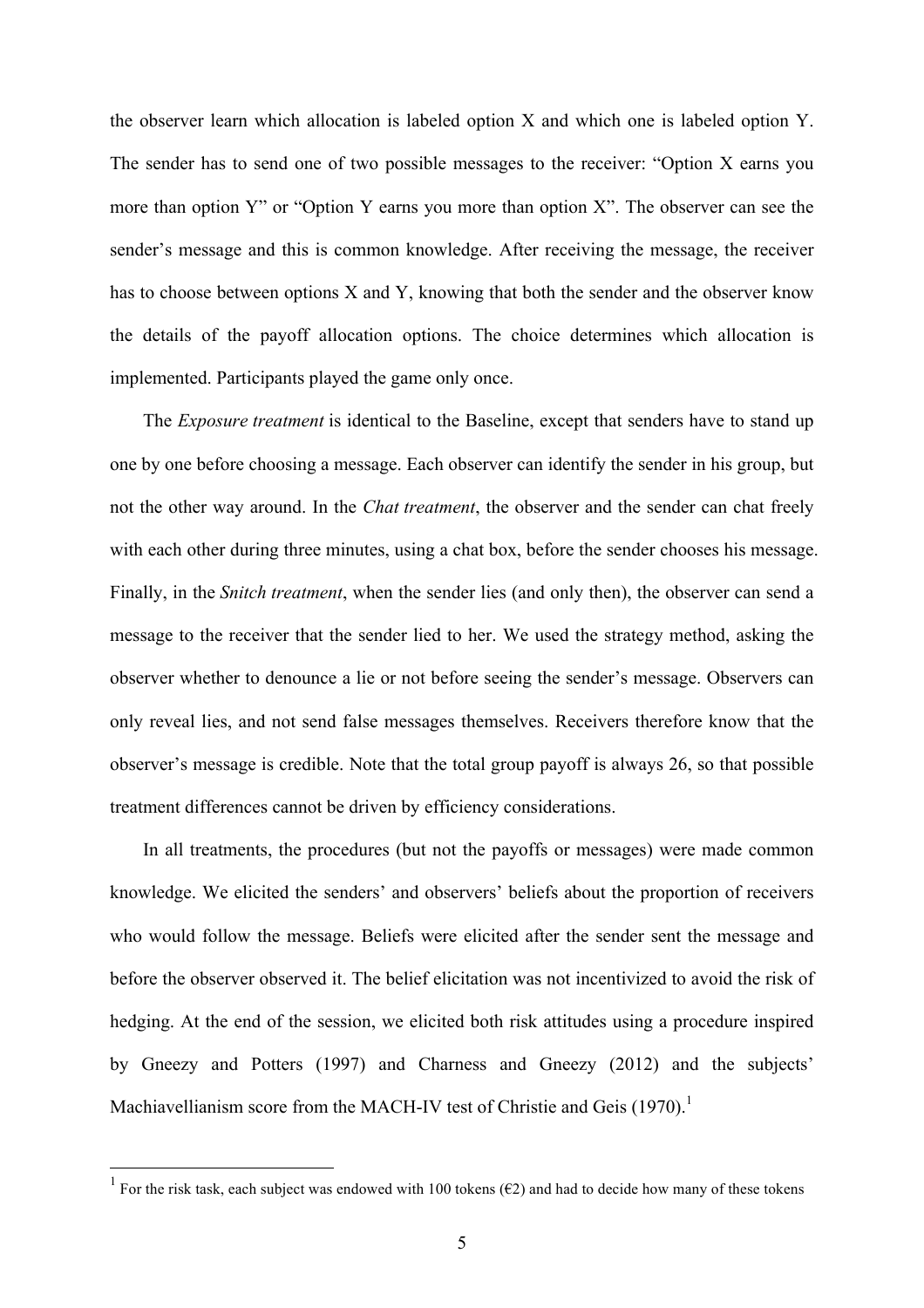the observer learn which allocation is labeled option X and which one is labeled option Y. The sender has to send one of two possible messages to the receiver: "Option X earns you more than option Y" or "Option Y earns you more than option X". The observer can see the sender's message and this is common knowledge. After receiving the message, the receiver has to choose between options X and Y, knowing that both the sender and the observer know the details of the payoff allocation options. The choice determines which allocation is implemented. Participants played the game only once.

The *Exposure treatment* is identical to the Baseline, except that senders have to stand up one by one before choosing a message. Each observer can identify the sender in his group, but not the other way around. In the *Chat treatment*, the observer and the sender can chat freely with each other during three minutes, using a chat box, before the sender chooses his message. Finally, in the *Snitch treatment*, when the sender lies (and only then), the observer can send a message to the receiver that the sender lied to her. We used the strategy method, asking the observer whether to denounce a lie or not before seeing the sender's message. Observers can only reveal lies, and not send false messages themselves. Receivers therefore know that the observer's message is credible. Note that the total group payoff is always 26, so that possible treatment differences cannot be driven by efficiency considerations.

In all treatments, the procedures (but not the payoffs or messages) were made common knowledge. We elicited the senders' and observers' beliefs about the proportion of receivers who would follow the message. Beliefs were elicited after the sender sent the message and before the observer observed it. The belief elicitation was not incentivized to avoid the risk of hedging. At the end of the session, we elicited both risk attitudes using a procedure inspired by Gneezy and Potters (1997) and Charness and Gneezy (2012) and the subjects' Machiavellianism score from the MACH-IV test of Christie and Geis (1970).[1]

[1] For the risk task, each subject was endowed with 100 tokens (€2) and had to decide how many of these tokens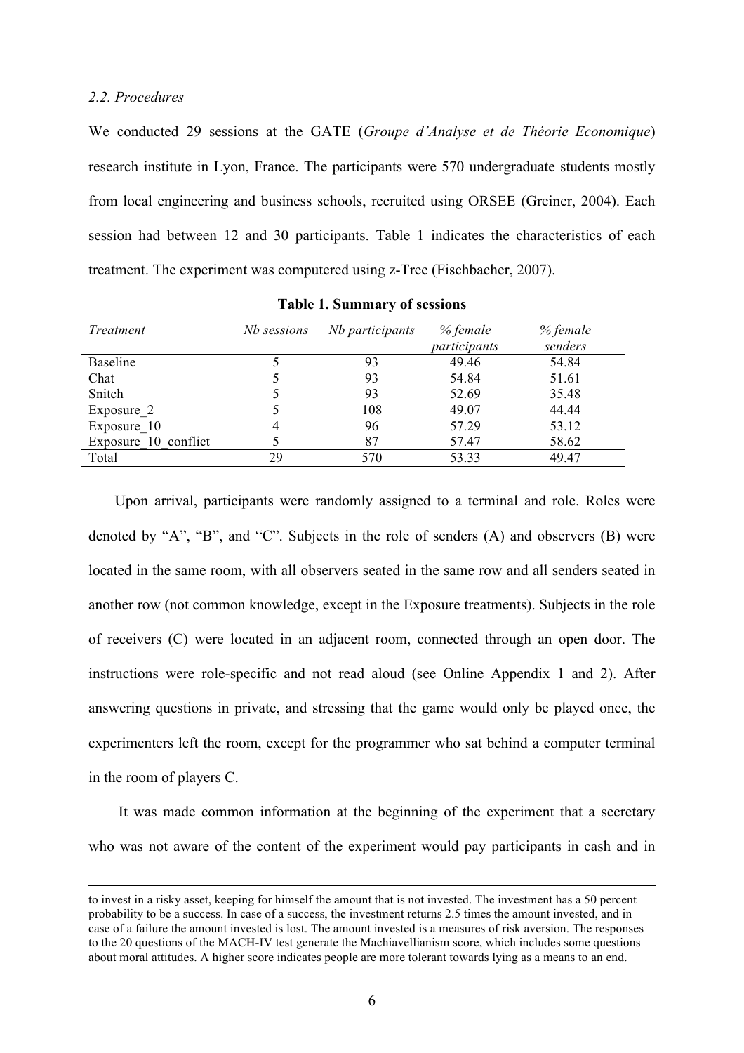*2.2. Procedures*

We conducted 29 sessions at the GATE (*Groupe d'Analyse et de Théorie Economique*) research institute in Lyon, France. The participants were 570 undergraduate students mostly from local engineering and business schools, recruited using ORSEE (Greiner, 2004). Each session had between 12 and 30 participants. Table 1 indicates the characteristics of each treatment. The experiment was computered using z-Tree (Fischbacher, 2007).

**Table 1. Summary of sessions**

| *Treatment* | *Nb sessions* | *Nb participants* | *% female participants* | *% female senders* |
|---|---|---|---|---|
| Baseline | 5 | 93 | 49.46 | 54.84 |
| Chat | 5 | 93 | 54.84 | 51.61 |
| Snitch | 5 | 93 | 52.69 | 35.48 |
| Exposure_2 | 5 | 108 | 49.07 | 44.44 |
| Exposure_10 | 4 | 96 | 57.29 | 53.12 |
| Exposure_10_conflict | 5 | 87 | 57.47 | 58.62 |
| Total | 29 | 570 | 53.33 | 49.47 |

Upon arrival, participants were randomly assigned to a terminal and role. Roles were denoted by "A", "B", and "C". Subjects in the role of senders (A) and observers (B) were located in the same room, with all observers seated in the same row and all senders seated in another row (not common knowledge, except in the Exposure treatments). Subjects in the role of receivers (C) were located in an adjacent room, connected through an open door. The instructions were role-specific and not read aloud (see Online Appendix 1 and 2). After answering questions in private, and stressing that the game would only be played once, the experimenters left the room, except for the programmer who sat behind a computer terminal in the room of players C.

It was made common information at the beginning of the experiment that a secretary who was not aware of the content of the experiment would pay participants in cash and in

to invest in a risky asset, keeping for himself the amount that is not invested. The investment has a 50 percent probability to be a success. In case of a success, the investment returns 2.5 times the amount invested, and in case of a failure the amount invested is lost. The amount invested is a measures of risk aversion. The responses to the 20 questions of the MACH-IV test generate the Machiavellianism score, which includes some questions about moral attitudes. A higher score indicates people are more tolerant towards lying as a means to an end.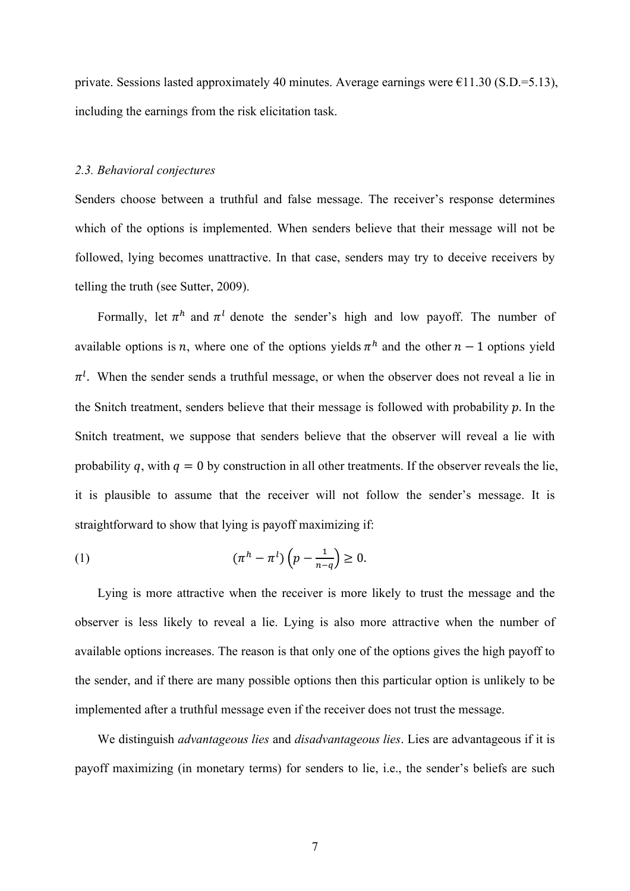private. Sessions lasted approximately 40 minutes. Average earnings were €11.30 (S.D.=5.13), including the earnings from the risk elicitation task.

### 2.3. Behavioral conjectures

Senders choose between a truthful and false message. The receiver's response determines which of the options is implemented. When senders believe that their message will not be followed, lying becomes unattractive. In that case, senders may try to deceive receivers by telling the truth (see Sutter, 2009).

Formally, let $\pi^h$ and $\pi^l$ denote the sender's high and low payoff. The number of available options is $n$, where one of the options yields $\pi^h$ and the other $n-1$ options yield $\pi^l$. When the sender sends a truthful message, or when the observer does not reveal a lie in the Snitch treatment, senders believe that their message is followed with probability $p$. In the Snitch treatment, we suppose that senders believe that the observer will reveal a lie with probability $q$, with $q = 0$ by construction in all other treatments. If the observer reveals the lie, it is plausible to assume that the receiver will not follow the sender's message. It is straightforward to show that lying is payoff maximizing if:

$$(1) \qquad (\pi^h - \pi^l)\left(p - \frac{1}{n-q}\right) \geq 0.$$

Lying is more attractive when the receiver is more likely to trust the message and the observer is less likely to reveal a lie. Lying is also more attractive when the number of available options increases. The reason is that only one of the options gives the high payoff to the sender, and if there are many possible options then this particular option is unlikely to be implemented after a truthful message even if the receiver does not trust the message.

We distinguish *advantageous lies* and *disadvantageous lies*. Lies are advantageous if it is payoff maximizing (in monetary terms) for senders to lie, i.e., the sender's beliefs are such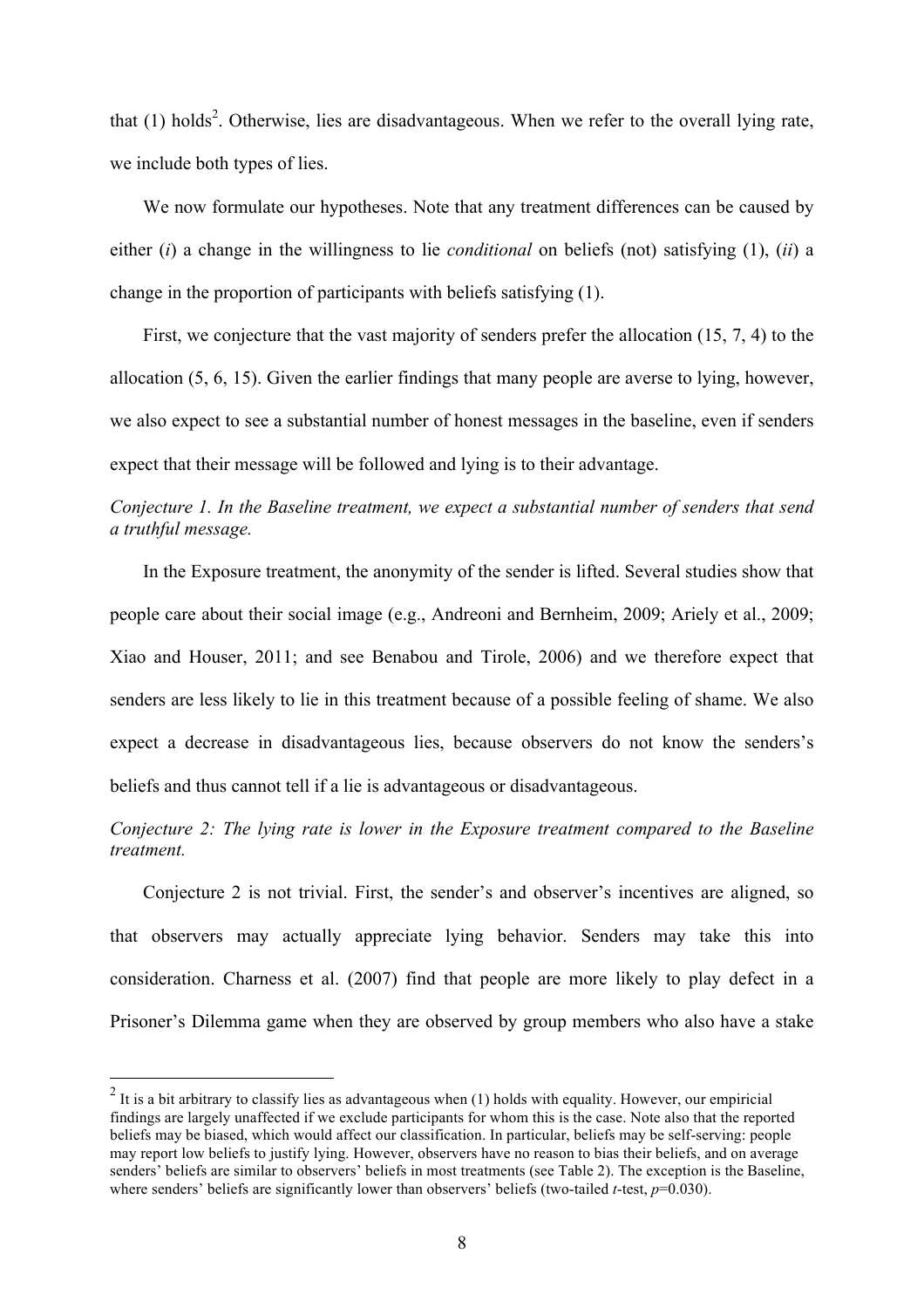that (1) holds[2]. Otherwise, lies are disadvantageous. When we refer to the overall lying rate, we include both types of lies.

We now formulate our hypotheses. Note that any treatment differences can be caused by either (*i*) a change in the willingness to lie *conditional* on beliefs (not) satisfying (1), (*ii*) a change in the proportion of participants with beliefs satisfying (1).

First, we conjecture that the vast majority of senders prefer the allocation (15, 7, 4) to the allocation (5, 6, 15). Given the earlier findings that many people are averse to lying, however, we also expect to see a substantial number of honest messages in the baseline, even if senders expect that their message will be followed and lying is to their advantage.

*Conjecture 1. In the Baseline treatment, we expect a substantial number of senders that send a truthful message.*

In the Exposure treatment, the anonymity of the sender is lifted. Several studies show that people care about their social image (e.g., Andreoni and Bernheim, 2009; Ariely et al., 2009; Xiao and Houser, 2011; and see Benabou and Tirole, 2006) and we therefore expect that senders are less likely to lie in this treatment because of a possible feeling of shame. We also expect a decrease in disadvantageous lies, because observers do not know the senders's beliefs and thus cannot tell if a lie is advantageous or disadvantageous.

*Conjecture 2: The lying rate is lower in the Exposure treatment compared to the Baseline treatment.*

Conjecture 2 is not trivial. First, the sender's and observer's incentives are aligned, so that observers may actually appreciate lying behavior. Senders may take this into consideration. Charness et al. (2007) find that people are more likely to play defect in a Prisoner's Dilemma game when they are observed by group members who also have a stake

---

[2] It is a bit arbitrary to classify lies as advantageous when (1) holds with equality. However, our empiricial findings are largely unaffected if we exclude participants for whom this is the case. Note also that the reported beliefs may be biased, which would affect our classification. In particular, beliefs may be self-serving: people may report low beliefs to justify lying. However, observers have no reason to bias their beliefs, and on average senders' beliefs are similar to observers' beliefs in most treatments (see Table 2). The exception is the Baseline, where senders' beliefs are significantly lower than observers' beliefs (two-tailed *t*-test, $p$=0.030).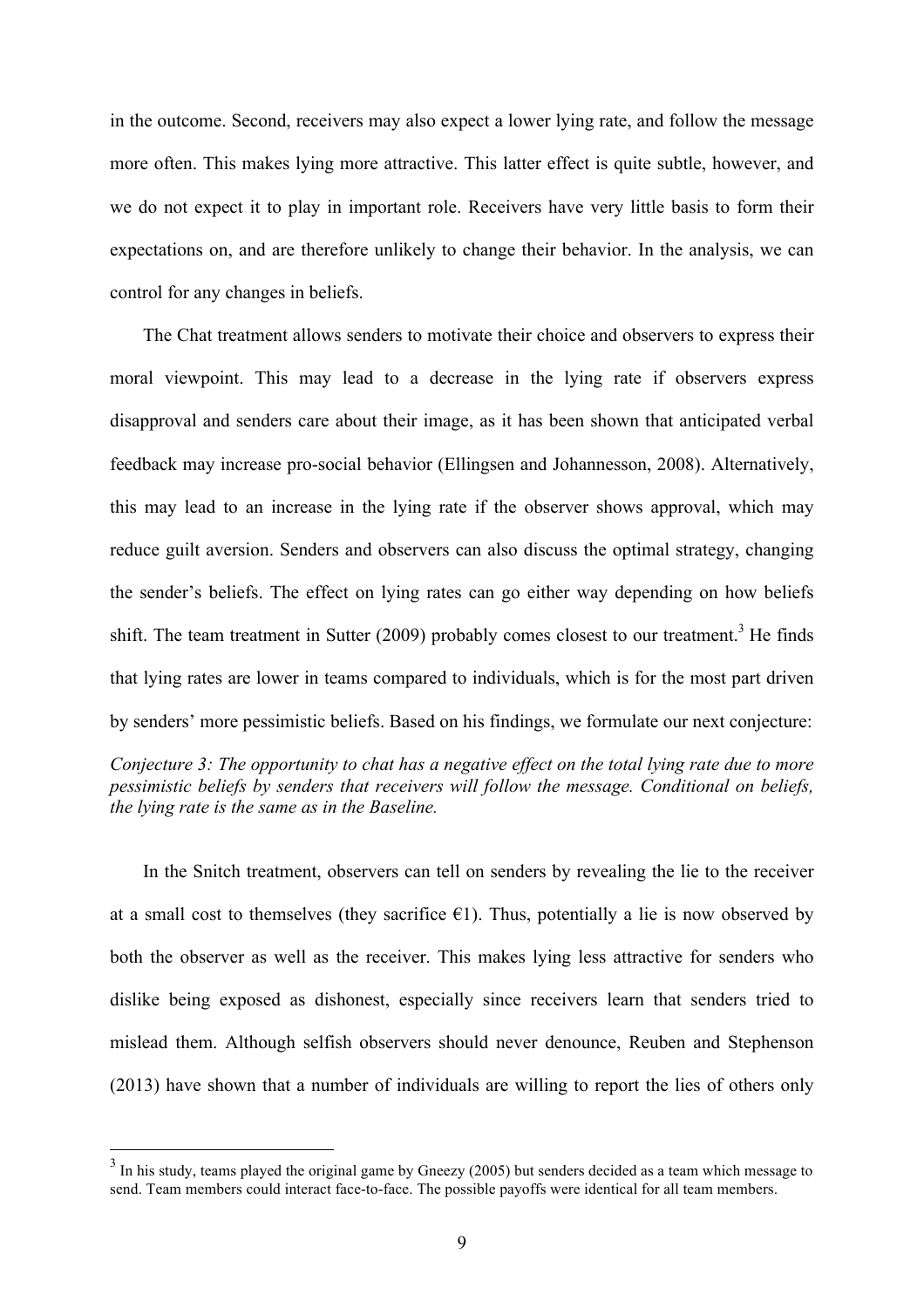in the outcome. Second, receivers may also expect a lower lying rate, and follow the message more often. This makes lying more attractive. This latter effect is quite subtle, however, and we do not expect it to play in important role. Receivers have very little basis to form their expectations on, and are therefore unlikely to change their behavior. In the analysis, we can control for any changes in beliefs.

The Chat treatment allows senders to motivate their choice and observers to express their moral viewpoint. This may lead to a decrease in the lying rate if observers express disapproval and senders care about their image, as it has been shown that anticipated verbal feedback may increase pro-social behavior (Ellingsen and Johannesson, 2008). Alternatively, this may lead to an increase in the lying rate if the observer shows approval, which may reduce guilt aversion. Senders and observers can also discuss the optimal strategy, changing the sender's beliefs. The effect on lying rates can go either way depending on how beliefs shift. The team treatment in Sutter (2009) probably comes closest to our treatment.[3] He finds that lying rates are lower in teams compared to individuals, which is for the most part driven by senders' more pessimistic beliefs. Based on his findings, we formulate our next conjecture:

*Conjecture 3: The opportunity to chat has a negative effect on the total lying rate due to more pessimistic beliefs by senders that receivers will follow the message. Conditional on beliefs, the lying rate is the same as in the Baseline.*

In the Snitch treatment, observers can tell on senders by revealing the lie to the receiver at a small cost to themselves (they sacrifice €1). Thus, potentially a lie is now observed by both the observer as well as the receiver. This makes lying less attractive for senders who dislike being exposed as dishonest, especially since receivers learn that senders tried to mislead them. Although selfish observers should never denounce, Reuben and Stephenson (2013) have shown that a number of individuals are willing to report the lies of others only

[3] In his study, teams played the original game by Gneezy (2005) but senders decided as a team which message to send. Team members could interact face-to-face. The possible payoffs were identical for all team members.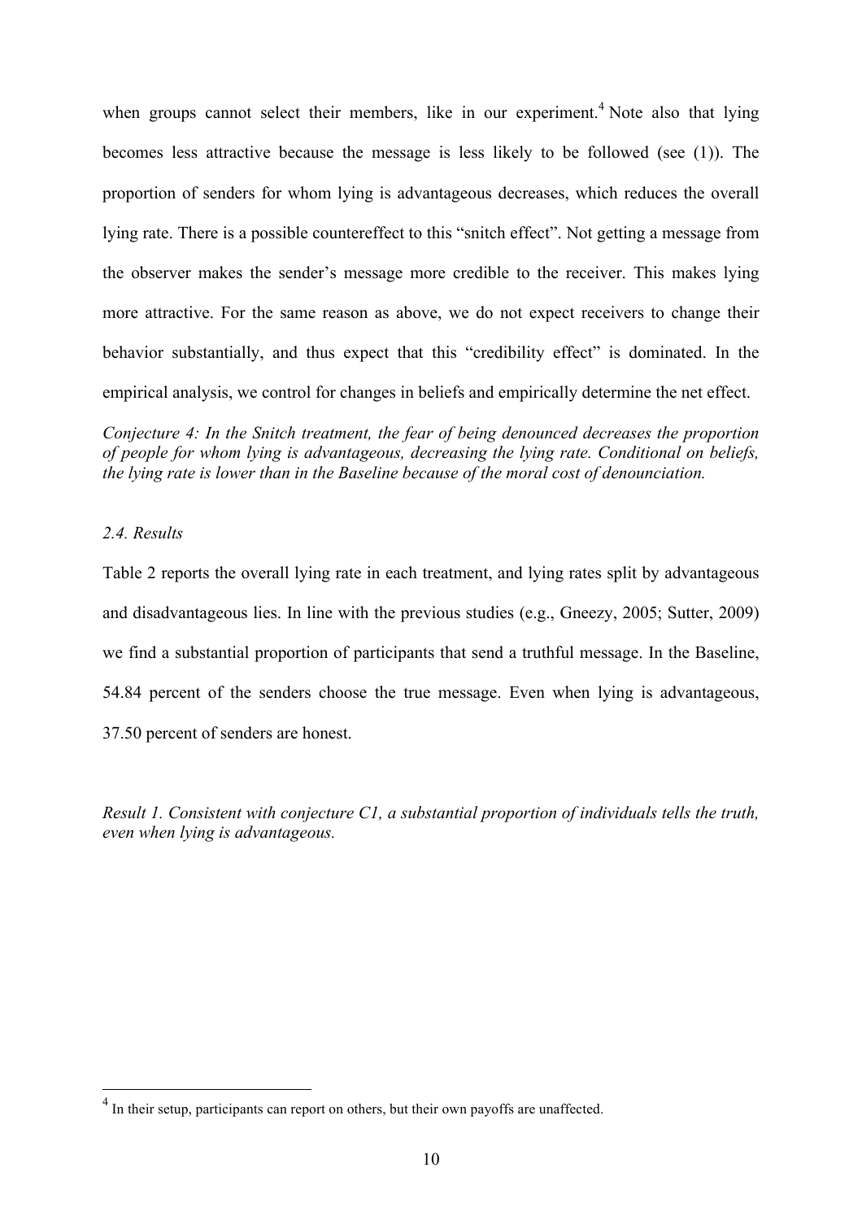when groups cannot select their members, like in our experiment.[4] Note also that lying becomes less attractive because the message is less likely to be followed (see (1)). The proportion of senders for whom lying is advantageous decreases, which reduces the overall lying rate. There is a possible countereffect to this "snitch effect". Not getting a message from the observer makes the sender's message more credible to the receiver. This makes lying more attractive. For the same reason as above, we do not expect receivers to change their behavior substantially, and thus expect that this "credibility effect" is dominated. In the empirical analysis, we control for changes in beliefs and empirically determine the net effect.

*Conjecture 4: In the Snitch treatment, the fear of being denounced decreases the proportion of people for whom lying is advantageous, decreasing the lying rate. Conditional on beliefs, the lying rate is lower than in the Baseline because of the moral cost of denounciation.*

### *2.4. Results*

Table 2 reports the overall lying rate in each treatment, and lying rates split by advantageous and disadvantageous lies. In line with the previous studies (e.g., Gneezy, 2005; Sutter, 2009) we find a substantial proportion of participants that send a truthful message. In the Baseline, 54.84 percent of the senders choose the true message. Even when lying is advantageous, 37.50 percent of senders are honest.

*Result 1. Consistent with conjecture C1, a substantial proportion of individuals tells the truth, even when lying is advantageous.*

[4] In their setup, participants can report on others, but their own payoffs are unaffected.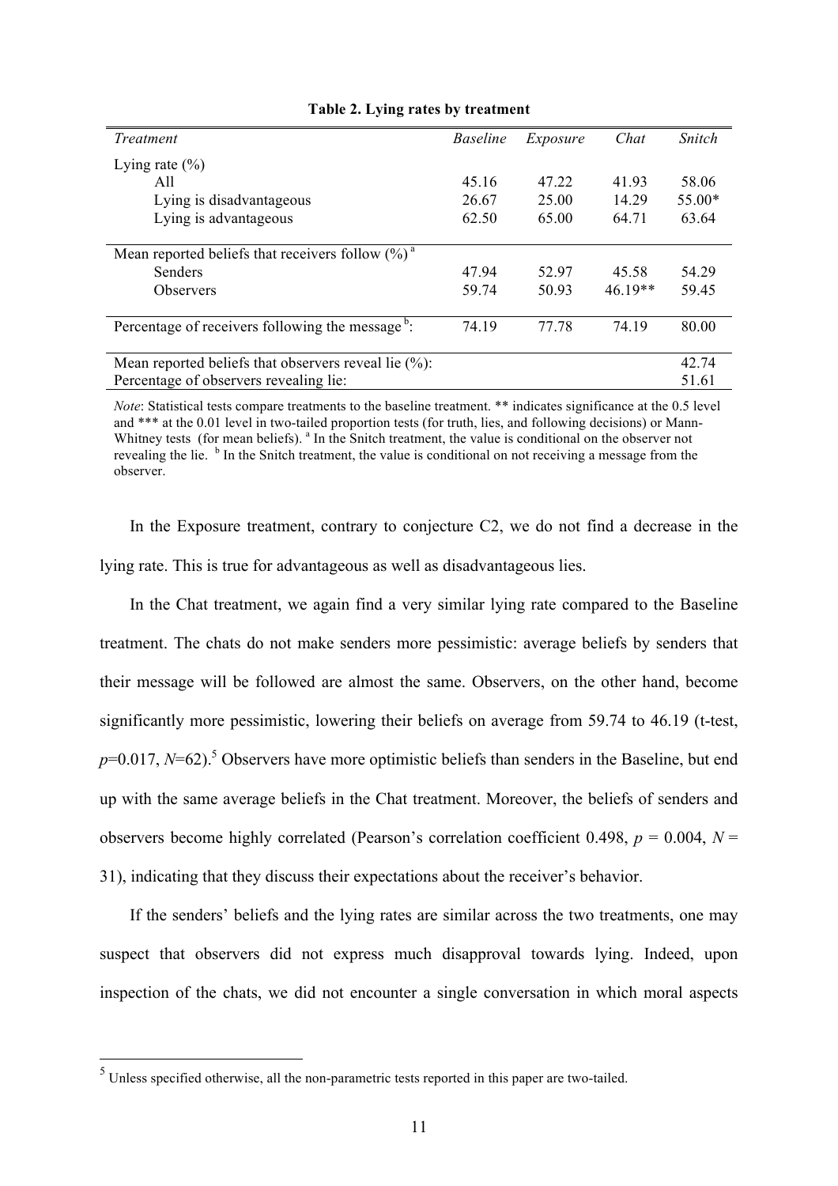**Table 2. Lying rates by treatment**

| *Treatment* | *Baseline* | *Exposure* | *Chat* | *Snitch* |
|---|---|---|---|---|
| Lying rate (%) | | | | |
| All | 45.16 | 47.22 | 41.93 | 58.06 |
| Lying is disadvantageous | 26.67 | 25.00 | 14.29 | 55.00* |
| Lying is advantageous | 62.50 | 65.00 | 64.71 | 63.64 |
| Mean reported beliefs that receivers follow (%) [a] | | | | |
| Senders | 47.94 | 52.97 | 45.58 | 54.29 |
| Observers | 59.74 | 50.93 | 46.19** | 59.45 |
| Percentage of receivers following the message [b]: | 74.19 | 77.78 | 74.19 | 80.00 |
| Mean reported beliefs that observers reveal lie (%): | | | | 42.74 |
| Percentage of observers revealing lie: | | | | 51.61 |

*Note*: Statistical tests compare treatments to the baseline treatment. ** indicates significance at the 0.5 level and *** at the 0.01 level in two-tailed proportion tests (for truth, lies, and following decisions) or Mann-Whitney tests (for mean beliefs). [a] In the Snitch treatment, the value is conditional on the observer not revealing the lie. [b] In the Snitch treatment, the value is conditional on not receiving a message from the observer.

In the Exposure treatment, contrary to conjecture C2, we do not find a decrease in the lying rate. This is true for advantageous as well as disadvantageous lies.

In the Chat treatment, we again find a very similar lying rate compared to the Baseline treatment. The chats do not make senders more pessimistic: average beliefs by senders that their message will be followed are almost the same. Observers, on the other hand, become significantly more pessimistic, lowering their beliefs on average from 59.74 to 46.19 (t-test, $p$=0.017, $N$=62).[5] Observers have more optimistic beliefs than senders in the Baseline, but end up with the same average beliefs in the Chat treatment. Moreover, the beliefs of senders and observers become highly correlated (Pearson's correlation coefficient 0.498, $p$ = 0.004, $N$ = 31), indicating that they discuss their expectations about the receiver's behavior.

If the senders' beliefs and the lying rates are similar across the two treatments, one may suspect that observers did not express much disapproval towards lying. Indeed, upon inspection of the chats, we did not encounter a single conversation in which moral aspects

[5] Unless specified otherwise, all the non-parametric tests reported in this paper are two-tailed.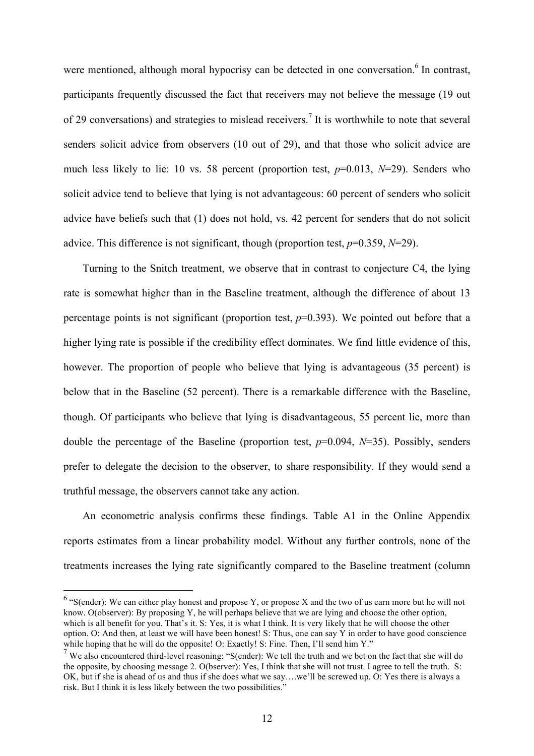were mentioned, although moral hypocrisy can be detected in one conversation.[6] In contrast, participants frequently discussed the fact that receivers may not believe the message (19 out of 29 conversations) and strategies to mislead receivers.[7] It is worthwhile to note that several senders solicit advice from observers (10 out of 29), and that those who solicit advice are much less likely to lie: 10 vs. 58 percent (proportion test, $p$=0.013, $N$=29). Senders who solicit advice tend to believe that lying is not advantageous: 60 percent of senders who solicit advice have beliefs such that (1) does not hold, vs. 42 percent for senders that do not solicit advice. This difference is not significant, though (proportion test, $p$=0.359, $N$=29).

Turning to the Snitch treatment, we observe that in contrast to conjecture C4, the lying rate is somewhat higher than in the Baseline treatment, although the difference of about 13 percentage points is not significant (proportion test, $p$=0.393). We pointed out before that a higher lying rate is possible if the credibility effect dominates. We find little evidence of this, however. The proportion of people who believe that lying is advantageous (35 percent) is below that in the Baseline (52 percent). There is a remarkable difference with the Baseline, though. Of participants who believe that lying is disadvantageous, 55 percent lie, more than double the percentage of the Baseline (proportion test, $p$=0.094, $N$=35). Possibly, senders prefer to delegate the decision to the observer, to share responsibility. If they would send a truthful message, the observers cannot take any action.

An econometric analysis confirms these findings. Table A1 in the Online Appendix reports estimates from a linear probability model. Without any further controls, none of the treatments increases the lying rate significantly compared to the Baseline treatment (column

---

[6] "S(ender): We can either play honest and propose Y, or propose X and the two of us earn more but he will not know. O(observer): By proposing Y, he will perhaps believe that we are lying and choose the other option, which is all benefit for you. That's it. S: Yes, it is what I think. It is very likely that he will choose the other option. O: And then, at least we will have been honest! S: Thus, one can say Y in order to have good conscience while hoping that he will do the opposite! O: Exactly! S: Fine. Then, I'll send him Y."

[7] We also encountered third-level reasoning: "S(ender): We tell the truth and we bet on the fact that she will do the opposite, by choosing message 2. O(bserver): Yes, I think that she will not trust. I agree to tell the truth. S: OK, but if she is ahead of us and thus if she does what we say….we'll be screwed up. O: Yes there is always a risk. But I think it is less likely between the two possibilities."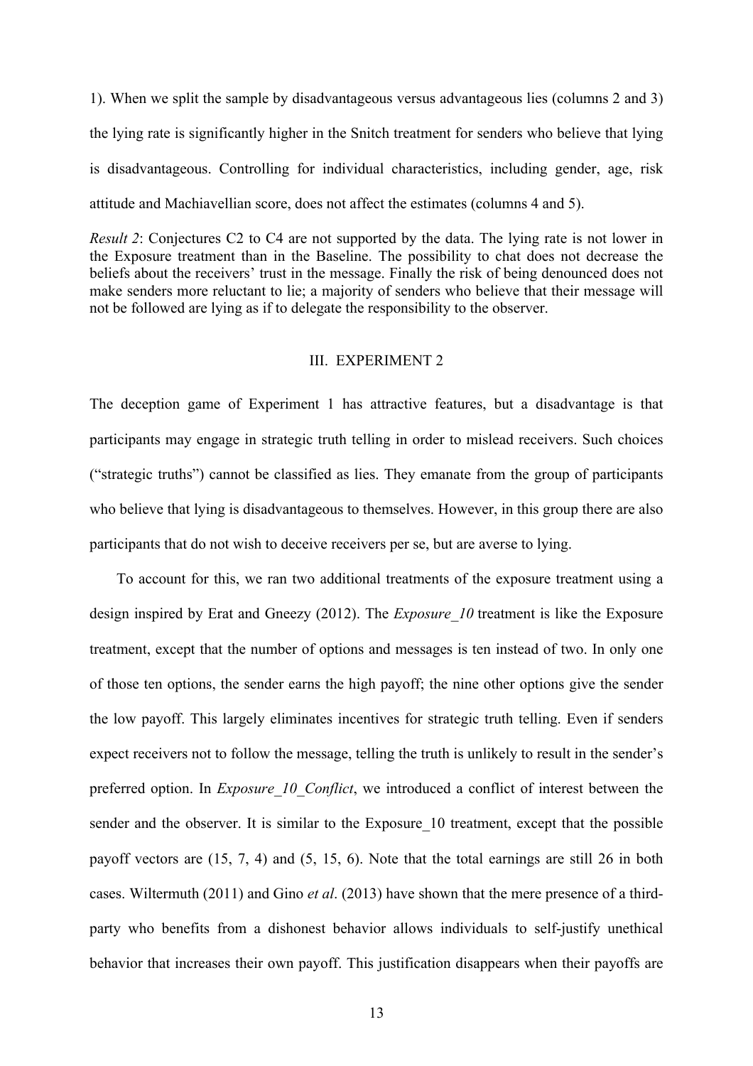1). When we split the sample by disadvantageous versus advantageous lies (columns 2 and 3) the lying rate is significantly higher in the Snitch treatment for senders who believe that lying is disadvantageous. Controlling for individual characteristics, including gender, age, risk attitude and Machiavellian score, does not affect the estimates (columns 4 and 5).

*Result 2*: Conjectures C2 to C4 are not supported by the data. The lying rate is not lower in the Exposure treatment than in the Baseline. The possibility to chat does not decrease the beliefs about the receivers' trust in the message. Finally the risk of being denounced does not make senders more reluctant to lie; a majority of senders who believe that their message will not be followed are lying as if to delegate the responsibility to the observer.

## III. EXPERIMENT 2

The deception game of Experiment 1 has attractive features, but a disadvantage is that participants may engage in strategic truth telling in order to mislead receivers. Such choices ("strategic truths") cannot be classified as lies. They emanate from the group of participants who believe that lying is disadvantageous to themselves. However, in this group there are also participants that do not wish to deceive receivers per se, but are averse to lying.

To account for this, we ran two additional treatments of the exposure treatment using a design inspired by Erat and Gneezy (2012). The *Exposure_10* treatment is like the Exposure treatment, except that the number of options and messages is ten instead of two. In only one of those ten options, the sender earns the high payoff; the nine other options give the sender the low payoff. This largely eliminates incentives for strategic truth telling. Even if senders expect receivers not to follow the message, telling the truth is unlikely to result in the sender's preferred option. In *Exposure_10_Conflict*, we introduced a conflict of interest between the sender and the observer. It is similar to the Exposure_10 treatment, except that the possible payoff vectors are (15, 7, 4) and (5, 15, 6). Note that the total earnings are still 26 in both cases. Wiltermuth (2011) and Gino *et al*. (2013) have shown that the mere presence of a third-party who benefits from a dishonest behavior allows individuals to self-justify unethical behavior that increases their own payoff. This justification disappears when their payoffs are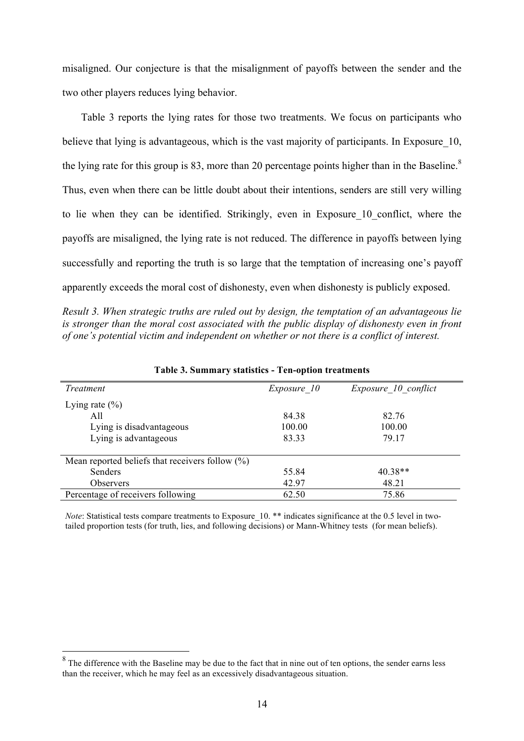misaligned. Our conjecture is that the misalignment of payoffs between the sender and the two other players reduces lying behavior.

Table 3 reports the lying rates for those two treatments. We focus on participants who believe that lying is advantageous, which is the vast majority of participants. In Exposure_10, the lying rate for this group is 83, more than 20 percentage points higher than in the Baseline.[8] Thus, even when there can be little doubt about their intentions, senders are still very willing to lie when they can be identified. Strikingly, even in Exposure_10_conflict, where the payoffs are misaligned, the lying rate is not reduced. The difference in payoffs between lying successfully and reporting the truth is so large that the temptation of increasing one's payoff apparently exceeds the moral cost of dishonesty, even when dishonesty is publicly exposed.

*Result 3. When strategic truths are ruled out by design, the temptation of an advantageous lie is stronger than the moral cost associated with the public display of dishonesty even in front of one's potential victim and independent on whether or not there is a conflict of interest.*

**Table 3. Summary statistics - Ten-option treatments**

| *Treatment* | *Exposure_10* | *Exposure_10_conflict* |
|---|---|---|
| Lying rate (%) | | |
| All | 84.38 | 82.76 |
| Lying is disadvantageous | 100.00 | 100.00 |
| Lying is advantageous | 83.33 | 79.17 |
| Mean reported beliefs that receivers follow (%) | | |
| Senders | 55.84 | 40.38** |
| Observers | 42.97 | 48.21 |
| Percentage of receivers following | 62.50 | 75.86 |

*Note*: Statistical tests compare treatments to Exposure_10. ** indicates significance at the 0.5 level in two-tailed proportion tests (for truth, lies, and following decisions) or Mann-Whitney tests (for mean beliefs).

[8] The difference with the Baseline may be due to the fact that in nine out of ten options, the sender earns less than the receiver, which he may feel as an excessively disadvantageous situation.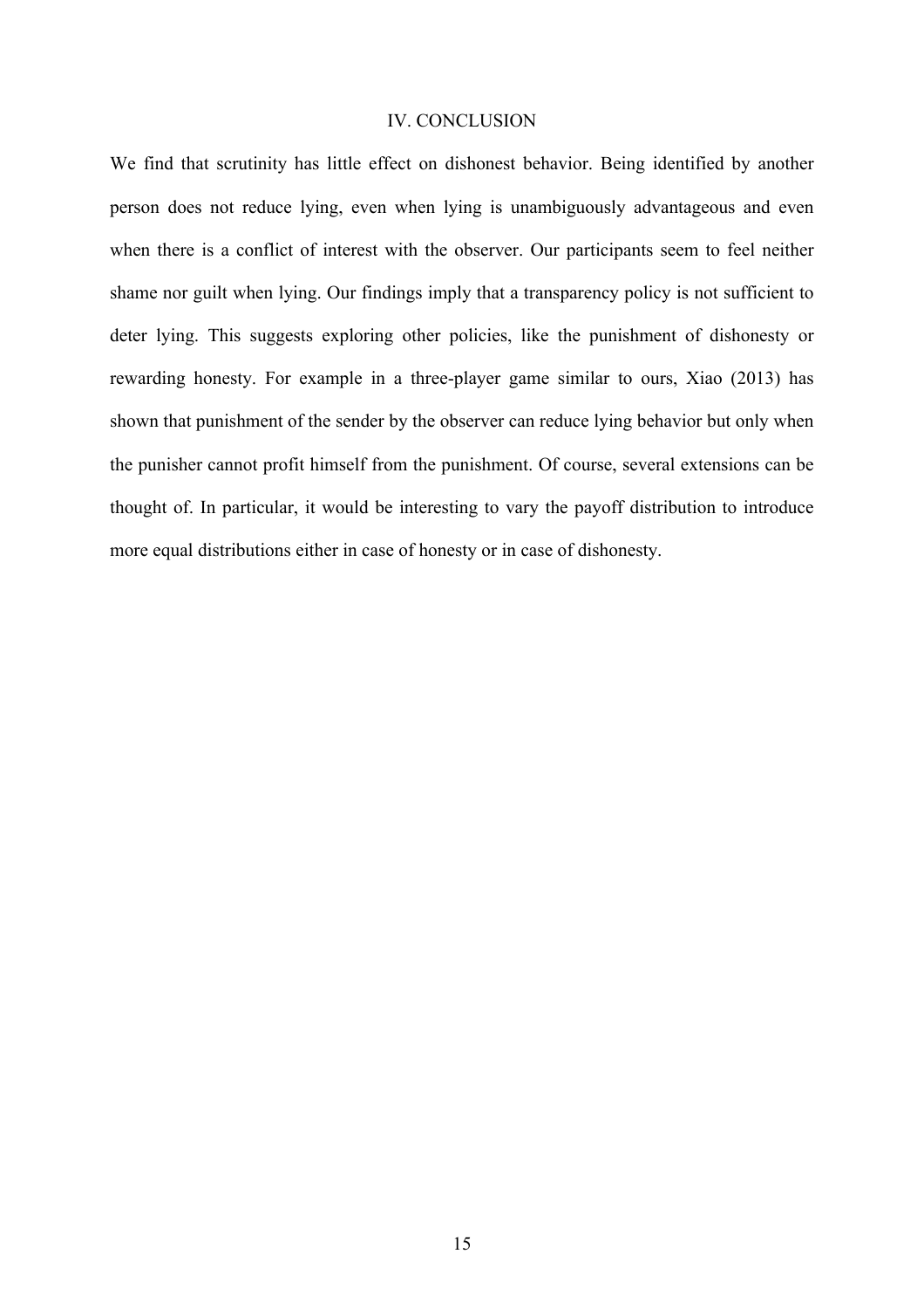## IV. CONCLUSION

We find that scrutinity has little effect on dishonest behavior. Being identified by another person does not reduce lying, even when lying is unambiguously advantageous and even when there is a conflict of interest with the observer. Our participants seem to feel neither shame nor guilt when lying. Our findings imply that a transparency policy is not sufficient to deter lying. This suggests exploring other policies, like the punishment of dishonesty or rewarding honesty. For example in a three-player game similar to ours, Xiao (2013) has shown that punishment of the sender by the observer can reduce lying behavior but only when the punisher cannot profit himself from the punishment. Of course, several extensions can be thought of. In particular, it would be interesting to vary the payoff distribution to introduce more equal distributions either in case of honesty or in case of dishonesty.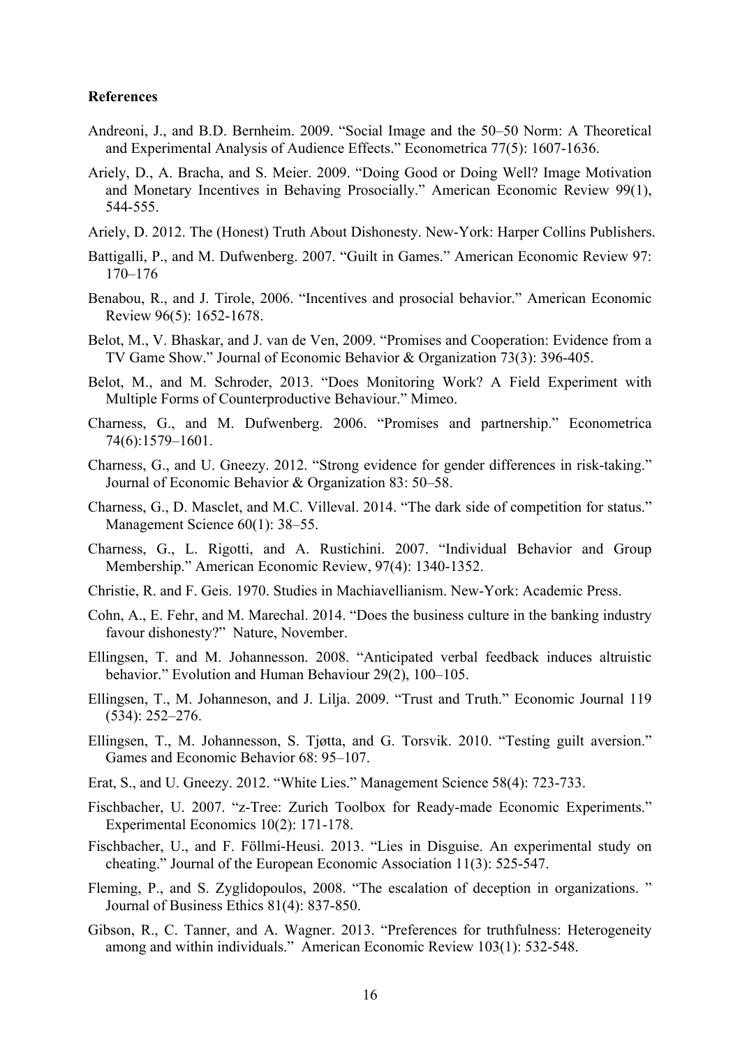**References**

Andreoni, J., and B.D. Bernheim. 2009. "Social Image and the 50–50 Norm: A Theoretical and Experimental Analysis of Audience Effects." Econometrica 77(5): 1607-1636.

Ariely, D., A. Bracha, and S. Meier. 2009. "Doing Good or Doing Well? Image Motivation and Monetary Incentives in Behaving Prosocially." American Economic Review 99(1), 544-555.

Ariely, D. 2012. The (Honest) Truth About Dishonesty. New-York: Harper Collins Publishers.

Battigalli, P., and M. Dufwenberg. 2007. "Guilt in Games." American Economic Review 97: 170–176

Benabou, R., and J. Tirole, 2006. "Incentives and prosocial behavior." American Economic Review 96(5): 1652-1678.

Belot, M., V. Bhaskar, and J. van de Ven, 2009. "Promises and Cooperation: Evidence from a TV Game Show." Journal of Economic Behavior & Organization 73(3): 396-405.

Belot, M., and M. Schroder, 2013. "Does Monitoring Work? A Field Experiment with Multiple Forms of Counterproductive Behaviour." Mimeo.

Charness, G., and M. Dufwenberg. 2006. "Promises and partnership." Econometrica 74(6):1579–1601.

Charness, G., and U. Gneezy. 2012. "Strong evidence for gender differences in risk-taking." Journal of Economic Behavior & Organization 83: 50–58.

Charness, G., D. Masclet, and M.C. Villeval. 2014. "The dark side of competition for status." Management Science 60(1): 38–55.

Charness, G., L. Rigotti, and A. Rustichini. 2007. "Individual Behavior and Group Membership." American Economic Review, 97(4): 1340-1352.

Christie, R. and F. Geis. 1970. Studies in Machiavellianism. New-York: Academic Press.

Cohn, A., E. Fehr, and M. Marechal. 2014. "Does the business culture in the banking industry favour dishonesty?" Nature, November.

Ellingsen, T. and M. Johannesson. 2008. "Anticipated verbal feedback induces altruistic behavior." Evolution and Human Behaviour 29(2), 100–105.

Ellingsen, T., M. Johanneson, and J. Lilja. 2009. "Trust and Truth." Economic Journal 119 (534): 252–276.

Ellingsen, T., M. Johannesson, S. Tjøtta, and G. Torsvik. 2010. "Testing guilt aversion." Games and Economic Behavior 68: 95–107.

Erat, S., and U. Gneezy. 2012. "White Lies." Management Science 58(4): 723-733.

Fischbacher, U. 2007. "z-Tree: Zurich Toolbox for Ready-made Economic Experiments." Experimental Economics 10(2): 171-178.

Fischbacher, U., and F. Föllmi-Heusi. 2013. "Lies in Disguise. An experimental study on cheating." Journal of the European Economic Association 11(3): 525-547.

Fleming, P., and S. Zyglidopoulos, 2008. "The escalation of deception in organizations. " Journal of Business Ethics 81(4): 837-850.

Gibson, R., C. Tanner, and A. Wagner. 2013. "Preferences for truthfulness: Heterogeneity among and within individuals." American Economic Review 103(1): 532-548.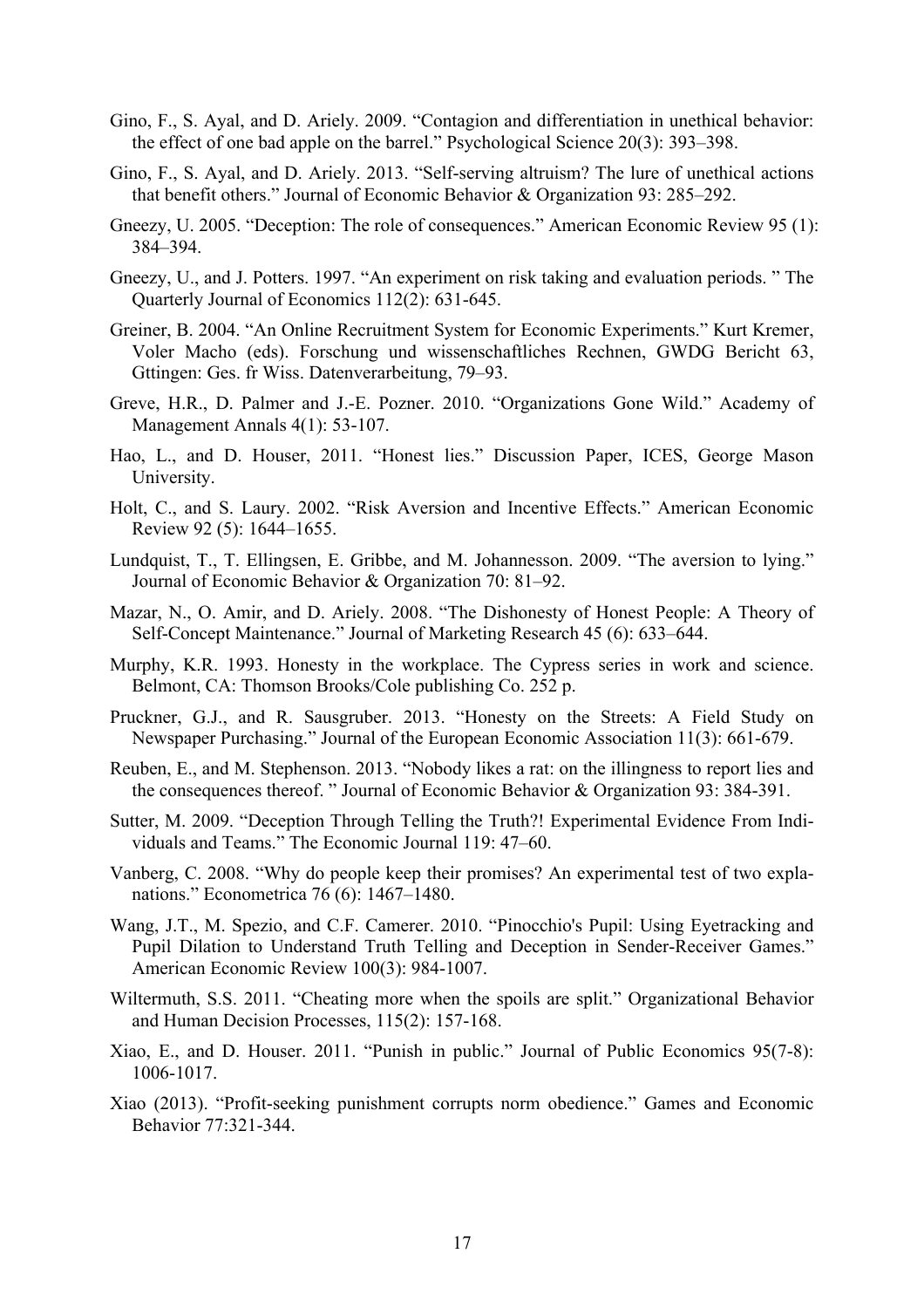Gino, F., S. Ayal, and D. Ariely. 2009. "Contagion and differentiation in unethical behavior: the effect of one bad apple on the barrel." Psychological Science 20(3): 393–398.

Gino, F., S. Ayal, and D. Ariely. 2013. "Self-serving altruism? The lure of unethical actions that benefit others." Journal of Economic Behavior & Organization 93: 285–292.

Gneezy, U. 2005. "Deception: The role of consequences." American Economic Review 95 (1): 384–394.

Gneezy, U., and J. Potters. 1997. "An experiment on risk taking and evaluation periods. " The Quarterly Journal of Economics 112(2): 631-645.

Greiner, B. 2004. "An Online Recruitment System for Economic Experiments." Kurt Kremer, Voler Macho (eds). Forschung und wissenschaftliches Rechnen, GWDG Bericht 63, Gttingen: Ges. fr Wiss. Datenverarbeitung, 79–93.

Greve, H.R., D. Palmer and J.-E. Pozner. 2010. "Organizations Gone Wild." Academy of Management Annals 4(1): 53-107.

Hao, L., and D. Houser, 2011. "Honest lies." Discussion Paper, ICES, George Mason University.

Holt, C., and S. Laury. 2002. "Risk Aversion and Incentive Effects." American Economic Review 92 (5): 1644–1655.

Lundquist, T., T. Ellingsen, E. Gribbe, and M. Johannesson. 2009. "The aversion to lying." Journal of Economic Behavior & Organization 70: 81–92.

Mazar, N., O. Amir, and D. Ariely. 2008. "The Dishonesty of Honest People: A Theory of Self-Concept Maintenance." Journal of Marketing Research 45 (6): 633–644.

Murphy, K.R. 1993. Honesty in the workplace. The Cypress series in work and science. Belmont, CA: Thomson Brooks/Cole publishing Co. 252 p.

Pruckner, G.J., and R. Sausgruber. 2013. "Honesty on the Streets: A Field Study on Newspaper Purchasing." Journal of the European Economic Association 11(3): 661-679.

Reuben, E., and M. Stephenson. 2013. "Nobody likes a rat: on the illingness to report lies and the consequences thereof. " Journal of Economic Behavior & Organization 93: 384-391.

Sutter, M. 2009. "Deception Through Telling the Truth?! Experimental Evidence From Individuals and Teams." The Economic Journal 119: 47–60.

Vanberg, C. 2008. "Why do people keep their promises? An experimental test of two explanations." Econometrica 76 (6): 1467–1480.

Wang, J.T., M. Spezio, and C.F. Camerer. 2010. "Pinocchio's Pupil: Using Eyetracking and Pupil Dilation to Understand Truth Telling and Deception in Sender-Receiver Games." American Economic Review 100(3): 984-1007.

Wiltermuth, S.S. 2011. "Cheating more when the spoils are split." Organizational Behavior and Human Decision Processes, 115(2): 157-168.

Xiao, E., and D. Houser. 2011. "Punish in public." Journal of Public Economics 95(7-8): 1006-1017.

Xiao (2013). "Profit-seeking punishment corrupts norm obedience." Games and Economic Behavior 77:321-344.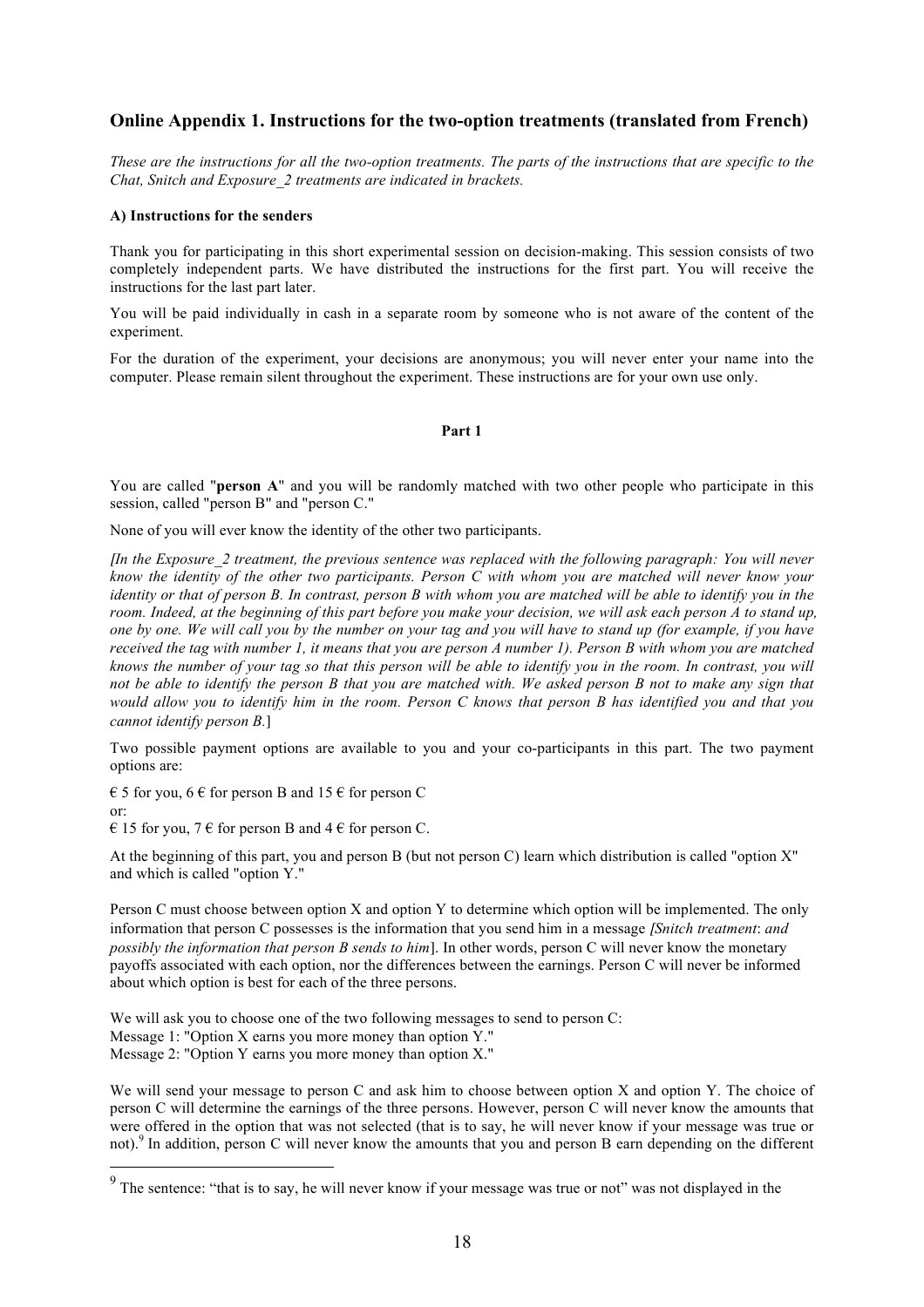## Online Appendix 1. Instructions for the two-option treatments (translated from French)

*These are the instructions for all the two-option treatments. The parts of the instructions that are specific to the Chat, Snitch and Exposure_2 treatments are indicated in brackets.*

### A) Instructions for the senders

Thank you for participating in this short experimental session on decision-making. This session consists of two completely independent parts. We have distributed the instructions for the first part. You will receive the instructions for the last part later.

You will be paid individually in cash in a separate room by someone who is not aware of the content of the experiment.

For the duration of the experiment, your decisions are anonymous; you will never enter your name into the computer. Please remain silent throughout the experiment. These instructions are for your own use only.

**Part 1**

You are called "**person A**" and you will be randomly matched with two other people who participate in this session, called "person B" and "person C."

None of you will ever know the identity of the other two participants.

*[In the Exposure_2 treatment, the previous sentence was replaced with the following paragraph: You will never know the identity of the other two participants. Person C with whom you are matched will never know your identity or that of person B. In contrast, person B with whom you are matched will be able to identify you in the room. Indeed, at the beginning of this part before you make your decision, we will ask each person A to stand up, one by one. We will call you by the number on your tag and you will have to stand up (for example, if you have received the tag with number 1, it means that you are person A number 1). Person B with whom you are matched knows the number of your tag so that this person will be able to identify you in the room. In contrast, you will not be able to identify the person B that you are matched with. We asked person B not to make any sign that would allow you to identify him in the room. Person C knows that person B has identified you and that you cannot identify person B.*]

Two possible payment options are available to you and your co-participants in this part. The two payment options are:

€ 5 for you, 6 € for person B and 15 € for person C
or:
€ 15 for you, 7 € for person B and 4 € for person C.

At the beginning of this part, you and person B (but not person C) learn which distribution is called "option X" and which is called "option Y."

Person C must choose between option X and option Y to determine which option will be implemented. The only information that person C possesses is the information that you send him in a message *[Snitch treatment: and possibly the information that person B sends to him*]. In other words, person C will never know the monetary payoffs associated with each option, nor the differences between the earnings. Person C will never be informed about which option is best for each of the three persons.

We will ask you to choose one of the two following messages to send to person C:
Message 1: "Option X earns you more money than option Y."
Message 2: "Option Y earns you more money than option X."

We will send your message to person C and ask him to choose between option X and option Y. The choice of person C will determine the earnings of the three persons. However, person C will never know the amounts that were offered in the option that was not selected (that is to say, he will never know if your message was true or not).[9] In addition, person C will never know the amounts that you and person B earn depending on the different

[9] The sentence: "that is to say, he will never know if your message was true or not" was not displayed in the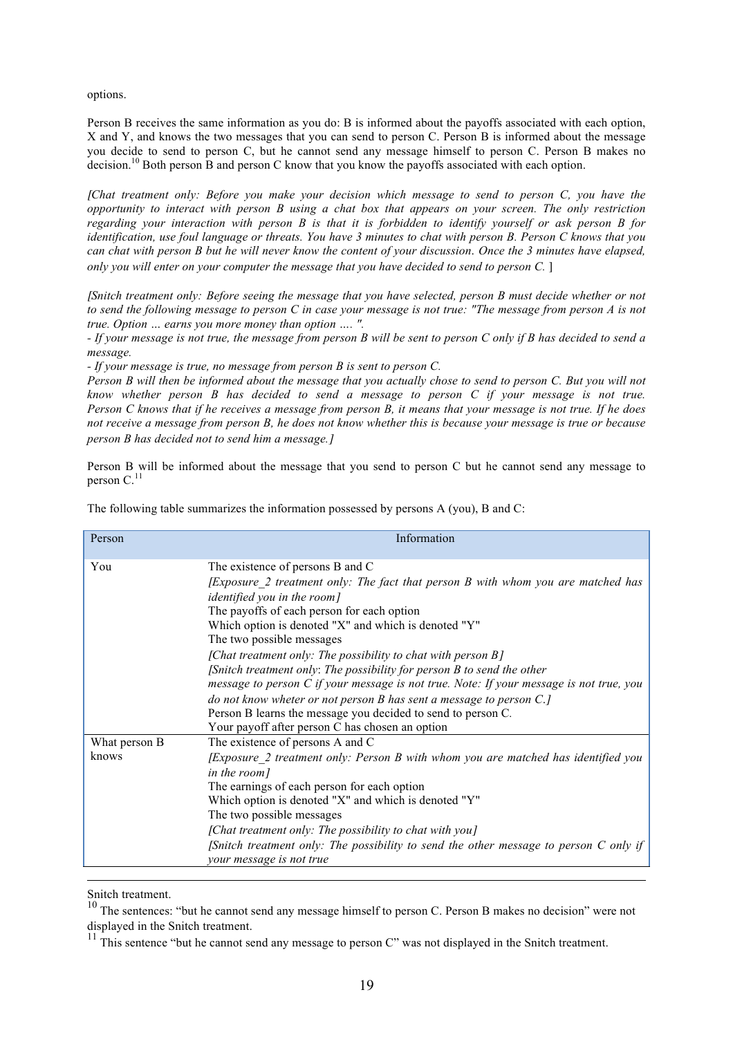options.

Person B receives the same information as you do: B is informed about the payoffs associated with each option, X and Y, and knows the two messages that you can send to person C. Person B is informed about the message you decide to send to person C, but he cannot send any message himself to person C. Person B makes no decision.[10] Both person B and person C know that you know the payoffs associated with each option.

*[Chat treatment only: Before you make your decision which message to send to person C, you have the opportunity to interact with person B using a chat box that appears on your screen. The only restriction regarding your interaction with person B is that it is forbidden to identify yourself or ask person B for identification, use foul language or threats. You have 3 minutes to chat with person B. Person C knows that you can chat with person B but he will never know the content of your discussion. Once the 3 minutes have elapsed, only you will enter on your computer the message that you have decided to send to person C.* ]

*[Snitch treatment only: Before seeing the message that you have selected, person B must decide whether or not to send the following message to person C in case your message is not true: "The message from person A is not true. Option … earns you more money than option …. ".*

*- If your message is not true, the message from person B will be sent to person C only if B has decided to send a message.*

*- If your message is true, no message from person B is sent to person C.*

*Person B will then be informed about the message that you actually chose to send to person C. But you will not know whether person B has decided to send a message to person C if your message is not true. Person C knows that if he receives a message from person B, it means that your message is not true. If he does not receive a message from person B, he does not know whether this is because your message is true or because person B has decided not to send him a message.]*

Person B will be informed about the message that you send to person C but he cannot send any message to person C.[11]

The following table summarizes the information possessed by persons A (you), B and C:

| Person | Information |
|---|---|
| You | The existence of persons B and C<br>*[Exposure_2 treatment only: The fact that person B with whom you are matched has identified you in the room]*<br>The payoffs of each person for each option<br>Which option is denoted "X" and which is denoted "Y"<br>The two possible messages<br>*[Chat treatment only: The possibility to chat with person B]*<br>*[Snitch treatment only: The possibility for person B to send the other message to person C if your message is not true. Note: If your message is not true, you do not know wheter or not person B has sent a message to person C.]*<br>Person B learns the message you decided to send to person C.<br>Your payoff after person C has chosen an option |
| What person B knows | The existence of persons A and C<br>*[Exposure_2 treatment only: Person B with whom you are matched has identified you in the room]*<br>The earnings of each person for each option<br>Which option is denoted "X" and which is denoted "Y"<br>The two possible messages<br>*[Chat treatment only: The possibility to chat with you]*<br>*[Snitch treatment only: The possibility to send the other message to person C only if your message is not true* |

---

Snitch treatment.

[10] The sentences: "but he cannot send any message himself to person C. Person B makes no decision" were not displayed in the Snitch treatment.

[11] This sentence "but he cannot send any message to person C" was not displayed in the Snitch treatment.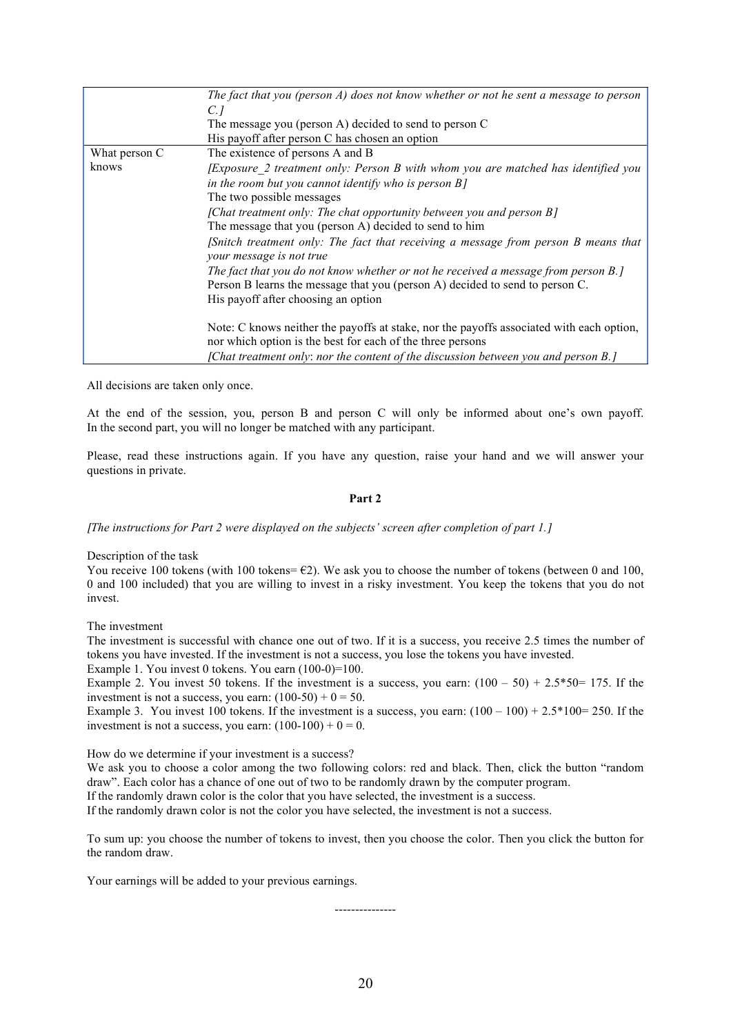|  | *The fact that you (person A) does not know whether or not he sent a message to person C.]*<br>The message you (person A) decided to send to person C<br>His payoff after person C has chosen an option |
| --- | --- |
| What person C knows | The existence of persons A and B<br>*[Exposure_2 treatment only: Person B with whom you are matched has identified you in the room but you cannot identify who is person B]*<br>The two possible messages<br>*[Chat treatment only: The chat opportunity between you and person B]*<br>The message that you (person A) decided to send to him<br>*[Snitch treatment only: The fact that receiving a message from person B means that your message is not true*<br>*The fact that you do not know whether or not he received a message from person B.]*<br>Person B learns the message that you (person A) decided to send to person C.<br>His payoff after choosing an option<br><br>Note: C knows neither the payoffs at stake, nor the payoffs associated with each option, nor which option is the best for each of the three persons<br>*[Chat treatment only: nor the content of the discussion between you and person B.]* |

All decisions are taken only once.

At the end of the session, you, person B and person C will only be informed about one's own payoff. In the second part, you will no longer be matched with any participant.

Please, read these instructions again. If you have any question, raise your hand and we will answer your questions in private.

**Part 2**

*[The instructions for Part 2 were displayed on the subjects' screen after completion of part 1.]*

Description of the task

You receive 100 tokens (with 100 tokens= €2). We ask you to choose the number of tokens (between 0 and 100, 0 and 100 included) that you are willing to invest in a risky investment. You keep the tokens that you do not invest.

The investment

The investment is successful with chance one out of two. If it is a success, you receive 2.5 times the number of tokens you have invested. If the investment is not a success, you lose the tokens you have invested.

Example 1. You invest 0 tokens. You earn (100-0)=100.

Example 2. You invest 50 tokens. If the investment is a success, you earn: (100 – 50) + 2.5*50= 175. If the investment is not a success, you earn: (100-50) + 0 = 50.

Example 3. You invest 100 tokens. If the investment is a success, you earn: (100 – 100) + 2.5*100= 250. If the investment is not a success, you earn: (100-100) + 0 = 0.

How do we determine if your investment is a success?

We ask you to choose a color among the two following colors: red and black. Then, click the button "random draw". Each color has a chance of one out of two to be randomly drawn by the computer program.

If the randomly drawn color is the color that you have selected, the investment is a success.

If the randomly drawn color is not the color you have selected, the investment is not a success.

To sum up: you choose the number of tokens to invest, then you choose the color. Then you click the button for the random draw.

Your earnings will be added to your previous earnings.

---------------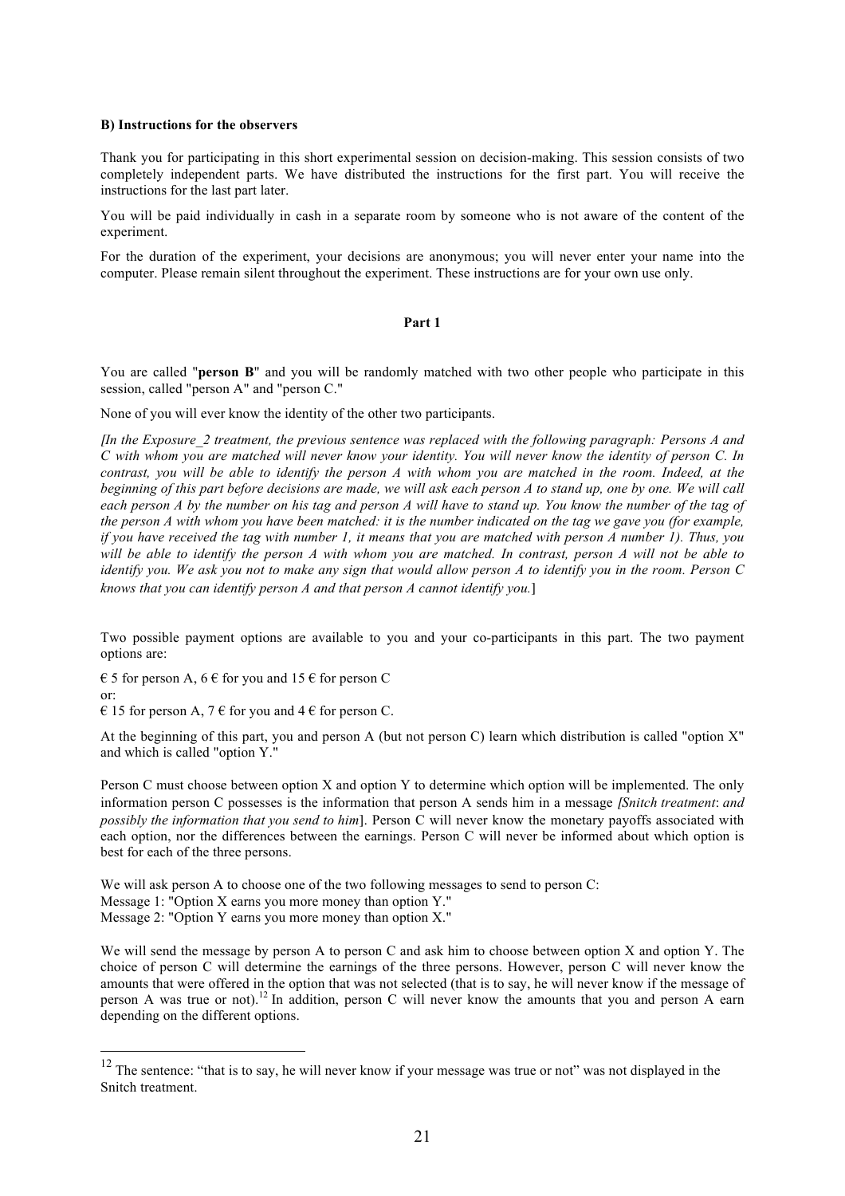**B) Instructions for the observers**

Thank you for participating in this short experimental session on decision-making. This session consists of two completely independent parts. We have distributed the instructions for the first part. You will receive the instructions for the last part later.

You will be paid individually in cash in a separate room by someone who is not aware of the content of the experiment.

For the duration of the experiment, your decisions are anonymous; you will never enter your name into the computer. Please remain silent throughout the experiment. These instructions are for your own use only.

**Part 1**

You are called "**person B**" and you will be randomly matched with two other people who participate in this session, called "person A" and "person C."

None of you will ever know the identity of the other two participants.

*[In the Exposure_2 treatment, the previous sentence was replaced with the following paragraph: Persons A and C with whom you are matched will never know your identity. You will never know the identity of person C. In contrast, you will be able to identify the person A with whom you are matched in the room. Indeed, at the beginning of this part before decisions are made, we will ask each person A to stand up, one by one. We will call each person A by the number on his tag and person A will have to stand up. You know the number of the tag of the person A with whom you have been matched: it is the number indicated on the tag we gave you (for example, if you have received the tag with number 1, it means that you are matched with person A number 1). Thus, you will be able to identify the person A with whom you are matched. In contrast, person A will not be able to identify you. We ask you not to make any sign that would allow person A to identify you in the room. Person C knows that you can identify person A and that person A cannot identify you.*]

Two possible payment options are available to you and your co-participants in this part. The two payment options are:

€ 5 for person A, 6 € for you and 15 € for person C
or:
€ 15 for person A, 7 € for you and 4 € for person C.

At the beginning of this part, you and person A (but not person C) learn which distribution is called "option X" and which is called "option Y."

Person C must choose between option X and option Y to determine which option will be implemented. The only information person C possesses is the information that person A sends him in a message *[Snitch treatment: and possibly the information that you send to him*]. Person C will never know the monetary payoffs associated with each option, nor the differences between the earnings. Person C will never be informed about which option is best for each of the three persons.

We will ask person A to choose one of the two following messages to send to person C:
Message 1: "Option X earns you more money than option Y."
Message 2: "Option Y earns you more money than option X."

We will send the message by person A to person C and ask him to choose between option X and option Y. The choice of person C will determine the earnings of the three persons. However, person C will never know the amounts that were offered in the option that was not selected (that is to say, he will never know if the message of person A was true or not).[12] In addition, person C will never know the amounts that you and person A earn depending on the different options.

[12] The sentence: "that is to say, he will never know if your message was true or not" was not displayed in the Snitch treatment.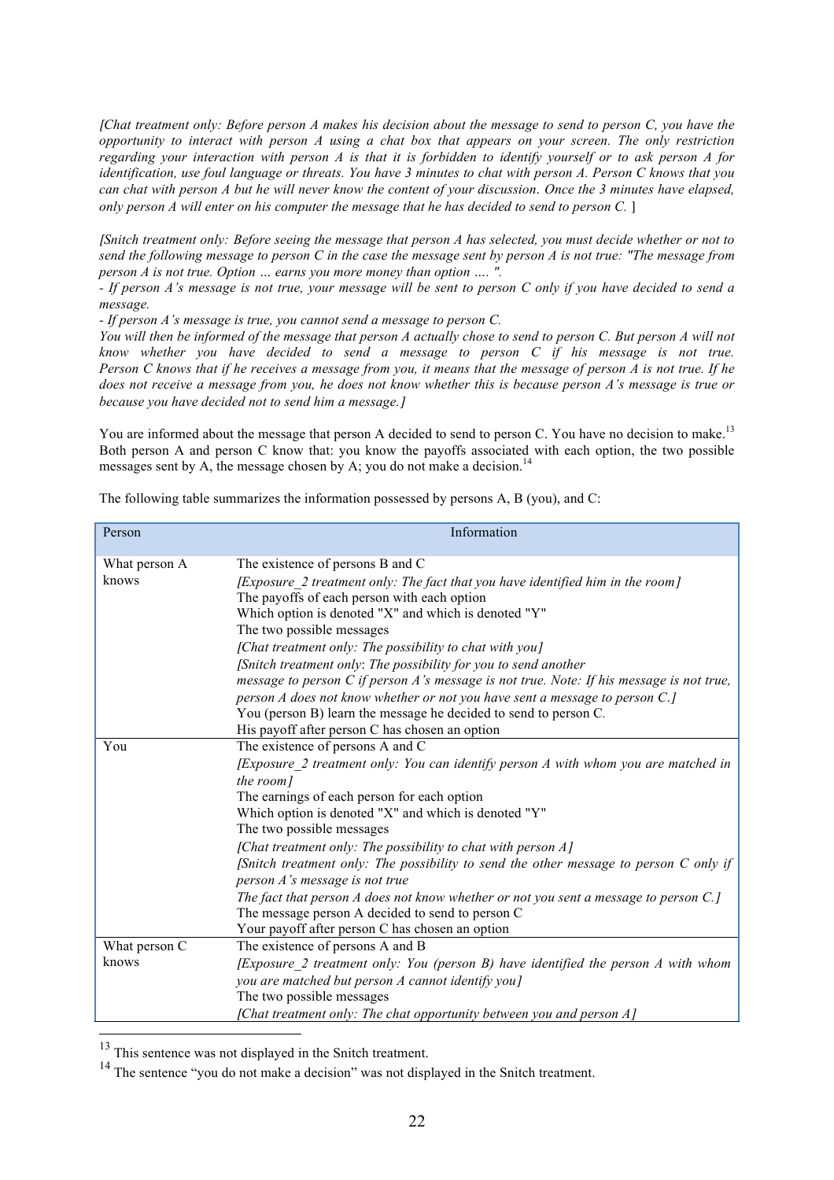*[Chat treatment only: Before person A makes his decision about the message to send to person C, you have the opportunity to interact with person A using a chat box that appears on your screen. The only restriction regarding your interaction with person A is that it is forbidden to identify yourself or to ask person A for identification, use foul language or threats. You have 3 minutes to chat with person A. Person C knows that you can chat with person A but he will never know the content of your discussion. Once the 3 minutes have elapsed, only person A will enter on his computer the message that he has decided to send to person C.* ]

*[Snitch treatment only: Before seeing the message that person A has selected, you must decide whether or not to send the following message to person C in the case the message sent by person A is not true: "The message from person A is not true. Option … earns you more money than option …. ".*
*- If person A's message is not true, your message will be sent to person C only if you have decided to send a message.*
*- If person A's message is true, you cannot send a message to person C.*
*You will then be informed of the message that person A actually chose to send to person C. But person A will not know whether you have decided to send a message to person C if his message is not true. Person C knows that if he receives a message from you, it means that the message of person A is not true. If he does not receive a message from you, he does not know whether this is because person A's message is true or because you have decided not to send him a message.]*

You are informed about the message that person A decided to send to person C. You have no decision to make.[13] Both person A and person C know that: you know the payoffs associated with each option, the two possible messages sent by A, the message chosen by A; you do not make a decision.[14]

The following table summarizes the information possessed by persons A, B (you), and C:

| Person | Information |
|---|---|
| What person A knows | The existence of persons B and C<br>*[Exposure_2 treatment only: The fact that you have identified him in the room]*<br>The payoffs of each person with each option<br>Which option is denoted "X" and which is denoted "Y"<br>The two possible messages<br>*[Chat treatment only: The possibility to chat with you]*<br>*[Snitch treatment only: The possibility for you to send another message to person C if person A's message is not true. Note: If his message is not true, person A does not know whether or not you have sent a message to person C.]*<br>You (person B) learn the message he decided to send to person C.<br>His payoff after person C has chosen an option |
| You | The existence of persons A and C<br>*[Exposure_2 treatment only: You can identify person A with whom you are matched in the room]*<br>The earnings of each person for each option<br>Which option is denoted "X" and which is denoted "Y"<br>The two possible messages<br>*[Chat treatment only: The possibility to chat with person A]*<br>*[Snitch treatment only: The possibility to send the other message to person C only if person A's message is not true*<br>*The fact that person A does not know whether or not you sent a message to person C.]*<br>The message person A decided to send to person C<br>Your payoff after person C has chosen an option |
| What person C knows | The existence of persons A and B<br>*[Exposure_2 treatment only: You (person B) have identified the person A with whom you are matched but person A cannot identify you]*<br>The two possible messages<br>*[Chat treatment only: The chat opportunity between you and person A]* |

[13] This sentence was not displayed in the Snitch treatment.

[14] The sentence "you do not make a decision" was not displayed in the Snitch treatment.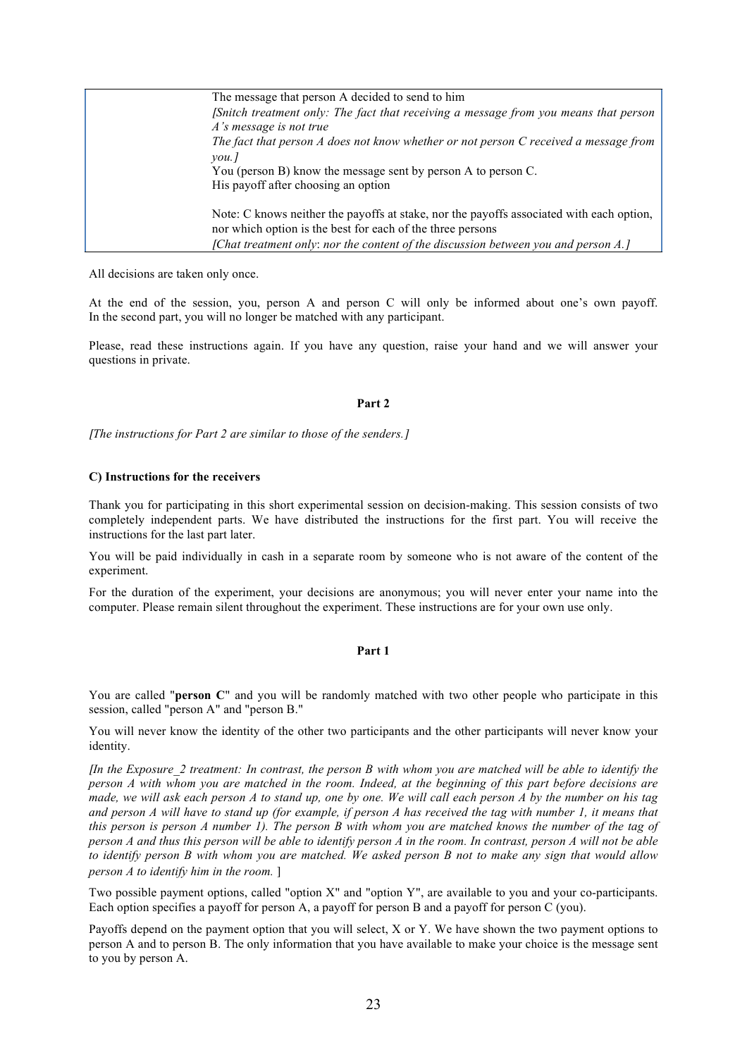| | The message that person A decided to send to him<br>*[Snitch treatment only: The fact that receiving a message from you means that person A's message is not true*<br>*The fact that person A does not know whether or not person C received a message from you.]*<br>You (person B) know the message sent by person A to person C.<br>His payoff after choosing an option<br><br>Note: C knows neither the payoffs at stake, nor the payoffs associated with each option, nor which option is the best for each of the three persons<br>*[Chat treatment only: nor the content of the discussion between you and person A.]* |
|---|---|

All decisions are taken only once.

At the end of the session, you, person A and person C will only be informed about one's own payoff. In the second part, you will no longer be matched with any participant.

Please, read these instructions again. If you have any question, raise your hand and we will answer your questions in private.

**Part 2**

*[The instructions for Part 2 are similar to those of the senders.]*

**C) Instructions for the receivers**

Thank you for participating in this short experimental session on decision-making. This session consists of two completely independent parts. We have distributed the instructions for the first part. You will receive the instructions for the last part later.

You will be paid individually in cash in a separate room by someone who is not aware of the content of the experiment.

For the duration of the experiment, your decisions are anonymous; you will never enter your name into the computer. Please remain silent throughout the experiment. These instructions are for your own use only.

**Part 1**

You are called "**person C**" and you will be randomly matched with two other people who participate in this session, called "person A" and "person B."

You will never know the identity of the other two participants and the other participants will never know your identity.

*[In the Exposure_2 treatment: In contrast, the person B with whom you are matched will be able to identify the person A with whom you are matched in the room. Indeed, at the beginning of this part before decisions are made, we will ask each person A to stand up, one by one. We will call each person A by the number on his tag and person A will have to stand up (for example, if person A has received the tag with number 1, it means that this person is person A number 1). The person B with whom you are matched knows the number of the tag of person A and thus this person will be able to identify person A in the room. In contrast, person A will not be able to identify person B with whom you are matched. We asked person B not to make any sign that would allow person A to identify him in the room.* ]

Two possible payment options, called "option X" and "option Y", are available to you and your co-participants. Each option specifies a payoff for person A, a payoff for person B and a payoff for person C (you).

Payoffs depend on the payment option that you will select, X or Y. We have shown the two payment options to person A and to person B. The only information that you have available to make your choice is the message sent to you by person A.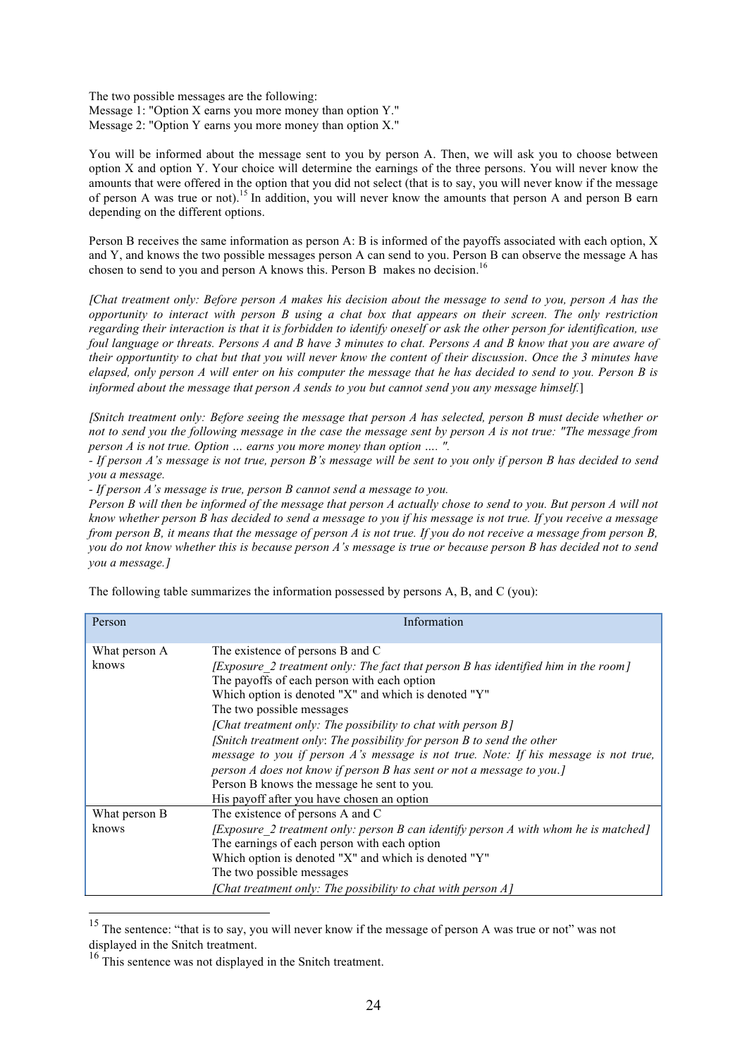The two possible messages are the following:
Message 1: "Option X earns you more money than option Y."
Message 2: "Option Y earns you more money than option X."

You will be informed about the message sent to you by person A. Then, we will ask you to choose between option X and option Y. Your choice will determine the earnings of the three persons. You will never know the amounts that were offered in the option that you did not select (that is to say, you will never know if the message of person A was true or not).[15] In addition, you will never know the amounts that person A and person B earn depending on the different options.

Person B receives the same information as person A: B is informed of the payoffs associated with each option, X and Y, and knows the two possible messages person A can send to you. Person B can observe the message A has chosen to send to you and person A knows this. Person B makes no decision.[16]

*[Chat treatment only: Before person A makes his decision about the message to send to you, person A has the opportunity to interact with person B using a chat box that appears on their screen. The only restriction regarding their interaction is that it is forbidden to identify oneself or ask the other person for identification, use foul language or threats. Persons A and B have 3 minutes to chat. Persons A and B know that you are aware of their opportuntity to chat but that you will never know the content of their discussion. Once the 3 minutes have elapsed, only person A will enter on his computer the message that he has decided to send to you. Person B is informed about the message that person A sends to you but cannot send you any message himself.]*

*[Snitch treatment only: Before seeing the message that person A has selected, person B must decide whether or not to send you the following message in the case the message sent by person A is not true: "The message from person A is not true. Option … earns you more money than option …. ".*
*- If person A's message is not true, person B's message will be sent to you only if person B has decided to send you a message.*
*- If person A's message is true, person B cannot send a message to you.*
*Person B will then be informed of the message that person A actually chose to send to you. But person A will not know whether person B has decided to send a message to you if his message is not true. If you receive a message from person B, it means that the message of person A is not true. If you do not receive a message from person B, you do not know whether this is because person A's message is true or because person B has decided not to send you a message.]*

The following table summarizes the information possessed by persons A, B, and C (you):

| Person | Information |
|---|---|
| What person A knows | The existence of persons B and C<br>*[Exposure_2 treatment only: The fact that person B has identified him in the room]*<br>The payoffs of each person with each option<br>Which option is denoted "X" and which is denoted "Y"<br>The two possible messages<br>*[Chat treatment only: The possibility to chat with person B]*<br>*[Snitch treatment only: The possibility for person B to send the other message to you if person A's message is not true. Note: If his message is not true, person A does not know if person B has sent or not a message to you.]*<br>Person B knows the message he sent to you.<br>His payoff after you have chosen an option |
| What person B knows | The existence of persons A and C<br>*[Exposure_2 treatment only: person B can identify person A with whom he is matched]*<br>The earnings of each person with each option<br>Which option is denoted "X" and which is denoted "Y"<br>The two possible messages<br>*[Chat treatment only: The possibility to chat with person A]* |

[15] The sentence: "that is to say, you will never know if the message of person A was true or not" was not displayed in the Snitch treatment.

[16] This sentence was not displayed in the Snitch treatment.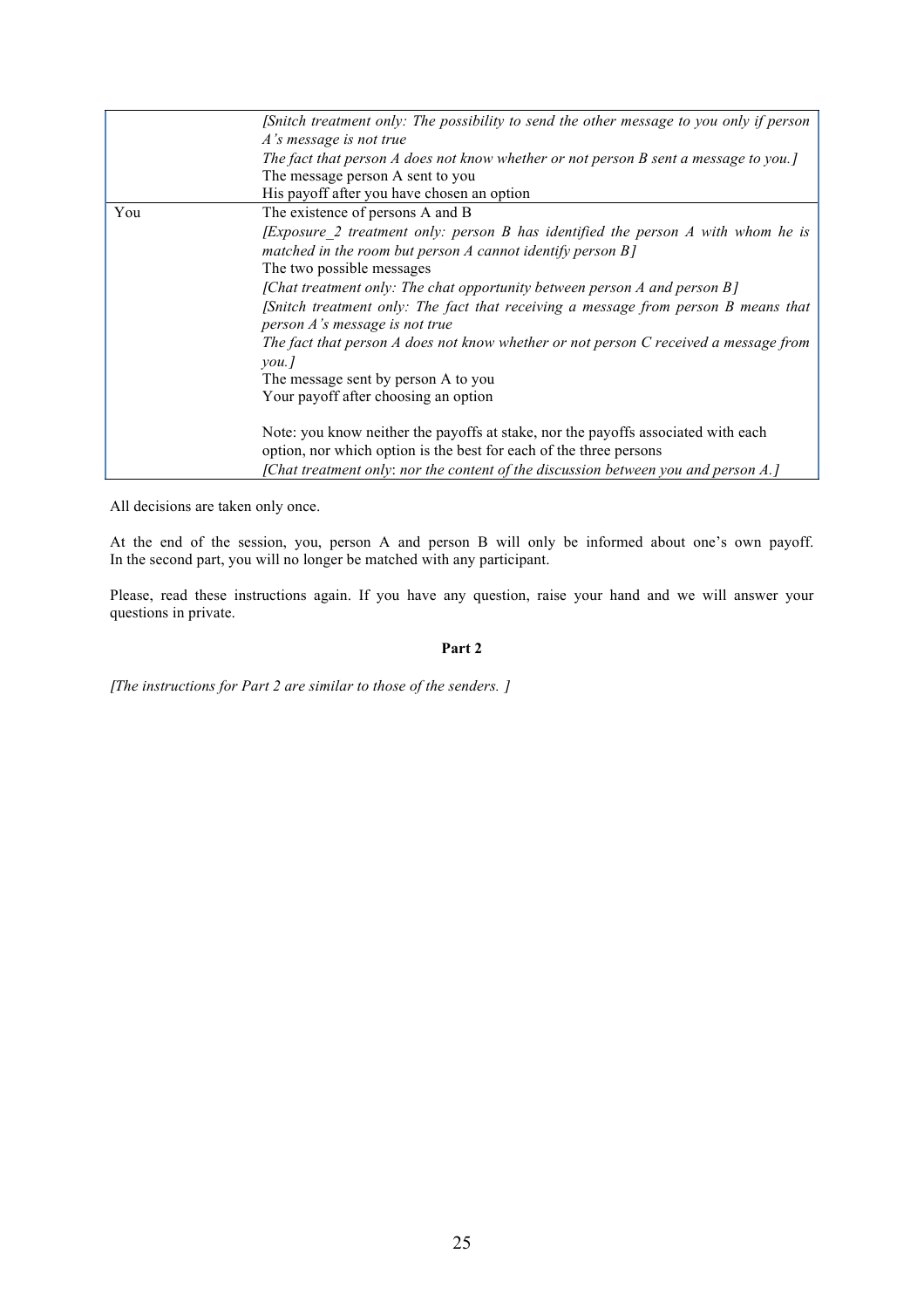| | |
|---|---|
| | *[Snitch treatment only: The possibility to send the other message to you only if person A's message is not true*<br>*The fact that person A does not know whether or not person B sent a message to you.]*<br>The message person A sent to you<br>His payoff after you have chosen an option |
| You | The existence of persons A and B<br>*[Exposure_2 treatment only: person B has identified the person A with whom he is matched in the room but person A cannot identify person B]*<br>The two possible messages<br>*[Chat treatment only: The chat opportunity between person A and person B]*<br>*[Snitch treatment only: The fact that receiving a message from person B means that person A's message is not true*<br>*The fact that person A does not know whether or not person C received a message from you.]*<br>The message sent by person A to you<br>Your payoff after choosing an option<br><br>Note: you know neither the payoffs at stake, nor the payoffs associated with each option, nor which option is the best for each of the three persons<br>*[Chat treatment only: nor the content of the discussion between you and person A.]* |

All decisions are taken only once.

At the end of the session, you, person A and person B will only be informed about one's own payoff. In the second part, you will no longer be matched with any participant.

Please, read these instructions again. If you have any question, raise your hand and we will answer your questions in private.

**Part 2**

*[The instructions for Part 2 are similar to those of the senders. ]*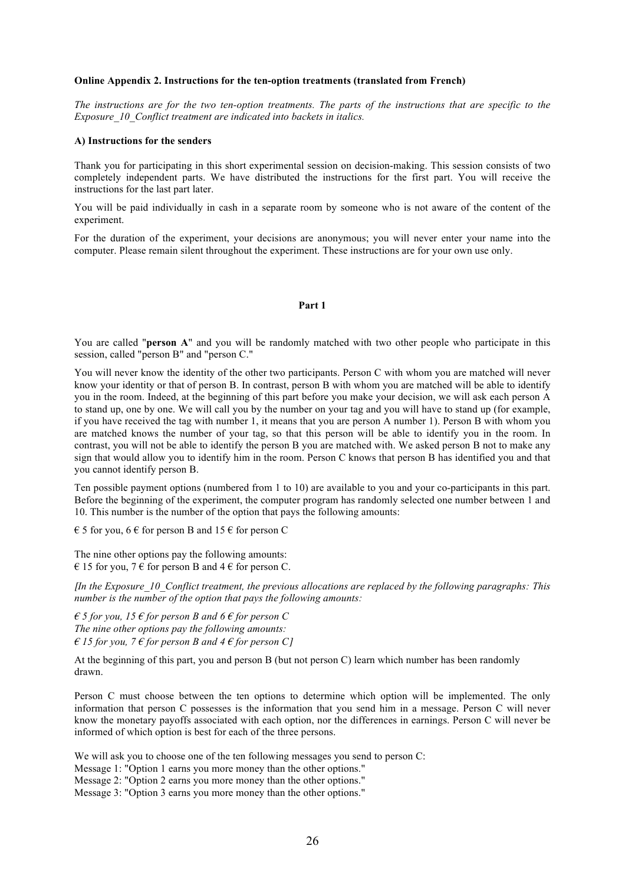**Online Appendix 2. Instructions for the ten-option treatments (translated from French)**

*The instructions are for the two ten-option treatments. The parts of the instructions that are specific to the Exposure_10_Conflict treatment are indicated into backets in italics.*

**A) Instructions for the senders**

Thank you for participating in this short experimental session on decision-making. This session consists of two completely independent parts. We have distributed the instructions for the first part. You will receive the instructions for the last part later.

You will be paid individually in cash in a separate room by someone who is not aware of the content of the experiment.

For the duration of the experiment, your decisions are anonymous; you will never enter your name into the computer. Please remain silent throughout the experiment. These instructions are for your own use only.

**Part 1**

You are called "**person A**" and you will be randomly matched with two other people who participate in this session, called "person B" and "person C."

You will never know the identity of the other two participants. Person C with whom you are matched will never know your identity or that of person B. In contrast, person B with whom you are matched will be able to identify you in the room. Indeed, at the beginning of this part before you make your decision, we will ask each person A to stand up, one by one. We will call you by the number on your tag and you will have to stand up (for example, if you have received the tag with number 1, it means that you are person A number 1). Person B with whom you are matched knows the number of your tag, so that this person will be able to identify you in the room. In contrast, you will not be able to identify the person B you are matched with. We asked person B not to make any sign that would allow you to identify him in the room. Person C knows that person B has identified you and that you cannot identify person B.

Ten possible payment options (numbered from 1 to 10) are available to you and your co-participants in this part. Before the beginning of the experiment, the computer program has randomly selected one number between 1 and 10. This number is the number of the option that pays the following amounts:

€ 5 for you, 6 € for person B and 15 € for person C

The nine other options pay the following amounts:
€ 15 for you, 7 € for person B and 4 € for person C.

*[In the Exposure_10_Conflict treatment, the previous allocations are replaced by the following paragraphs: This number is the number of the option that pays the following amounts:*

*€ 5 for you, 15 € for person B and 6 € for person C*
*The nine other options pay the following amounts:*
*€ 15 for you, 7 € for person B and 4 € for person C]*

At the beginning of this part, you and person B (but not person C) learn which number has been randomly drawn.

Person C must choose between the ten options to determine which option will be implemented. The only information that person C possesses is the information that you send him in a message. Person C will never know the monetary payoffs associated with each option, nor the differences in earnings. Person C will never be informed of which option is best for each of the three persons.

We will ask you to choose one of the ten following messages you send to person C:
Message 1: "Option 1 earns you more money than the other options."
Message 2: "Option 2 earns you more money than the other options."
Message 3: "Option 3 earns you more money than the other options."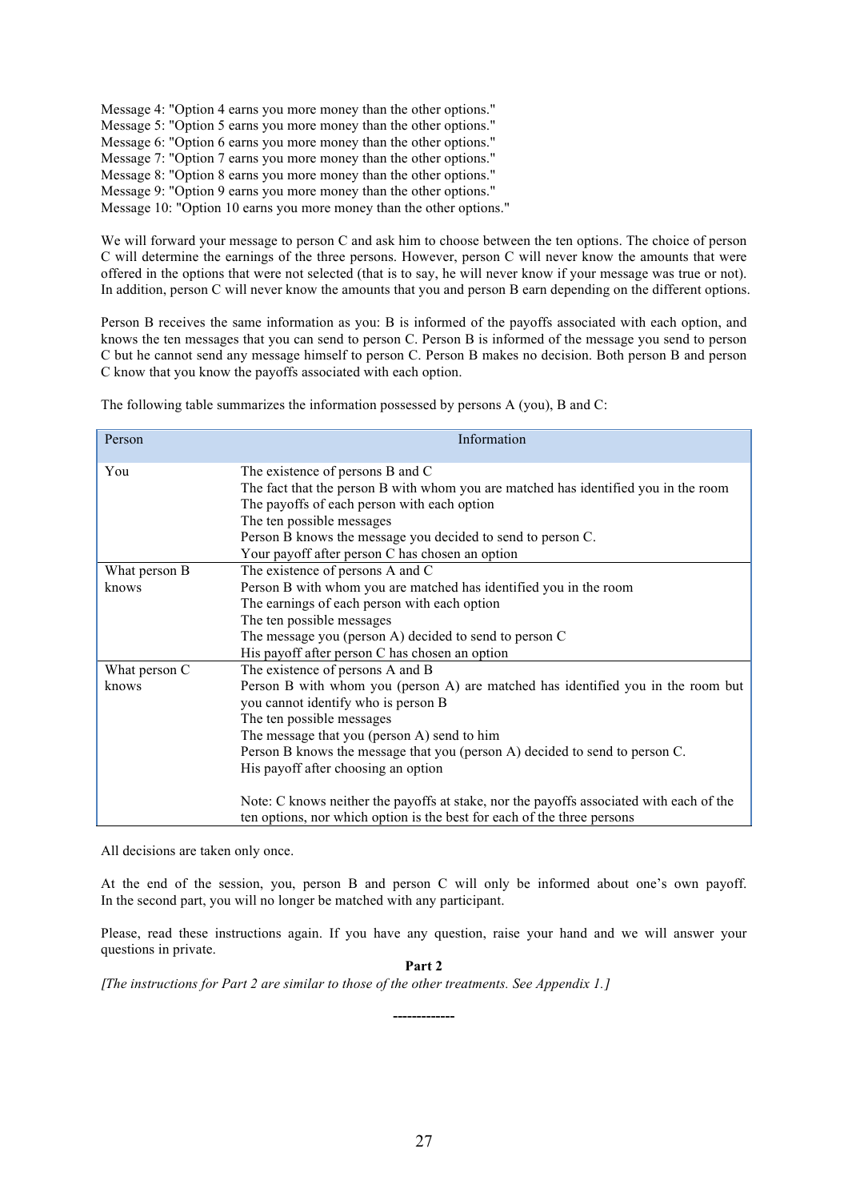Message 4: "Option 4 earns you more money than the other options."
Message 5: "Option 5 earns you more money than the other options."
Message 6: "Option 6 earns you more money than the other options."
Message 7: "Option 7 earns you more money than the other options."
Message 8: "Option 8 earns you more money than the other options."
Message 9: "Option 9 earns you more money than the other options."
Message 10: "Option 10 earns you more money than the other options."

We will forward your message to person C and ask him to choose between the ten options. The choice of person C will determine the earnings of the three persons. However, person C will never know the amounts that were offered in the options that were not selected (that is to say, he will never know if your message was true or not). In addition, person C will never know the amounts that you and person B earn depending on the different options.

Person B receives the same information as you: B is informed of the payoffs associated with each option, and knows the ten messages that you can send to person C. Person B is informed of the message you send to person C but he cannot send any message himself to person C. Person B makes no decision. Both person B and person C know that you know the payoffs associated with each option.

The following table summarizes the information possessed by persons A (you), B and C:

| Person | Information |
|---|---|
| You | The existence of persons B and C<br>The fact that the person B with whom you are matched has identified you in the room<br>The payoffs of each person with each option<br>The ten possible messages<br>Person B knows the message you decided to send to person C.<br>Your payoff after person C has chosen an option |
| What person B knows | The existence of persons A and C<br>Person B with whom you are matched has identified you in the room<br>The earnings of each person with each option<br>The ten possible messages<br>The message you (person A) decided to send to person C<br>His payoff after person C has chosen an option |
| What person C knows | The existence of persons A and B<br>Person B with whom you (person A) are matched has identified you in the room but you cannot identify who is person B<br>The ten possible messages<br>The message that you (person A) send to him<br>Person B knows the message that you (person A) decided to send to person C.<br>His payoff after choosing an option<br><br>Note: C knows neither the payoffs at stake, nor the payoffs associated with each of the ten options, nor which option is the best for each of the three persons |

All decisions are taken only once.

At the end of the session, you, person B and person C will only be informed about one's own payoff. In the second part, you will no longer be matched with any participant.

Please, read these instructions again. If you have any question, raise your hand and we will answer your questions in private.

**Part 2**

*[The instructions for Part 2 are similar to those of the other treatments. See Appendix 1.]*

-------------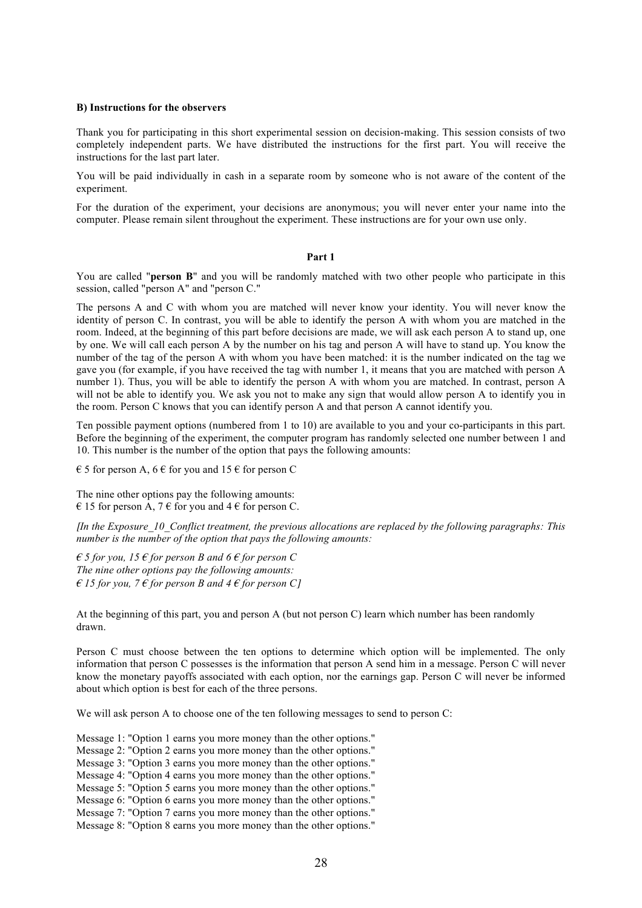**B) Instructions for the observers**

Thank you for participating in this short experimental session on decision-making. This session consists of two completely independent parts. We have distributed the instructions for the first part. You will receive the instructions for the last part later.

You will be paid individually in cash in a separate room by someone who is not aware of the content of the experiment.

For the duration of the experiment, your decisions are anonymous; you will never enter your name into the computer. Please remain silent throughout the experiment. These instructions are for your own use only.

**Part 1**

You are called "**person B**" and you will be randomly matched with two other people who participate in this session, called "person A" and "person C."

The persons A and C with whom you are matched will never know your identity. You will never know the identity of person C. In contrast, you will be able to identify the person A with whom you are matched in the room. Indeed, at the beginning of this part before decisions are made, we will ask each person A to stand up, one by one. We will call each person A by the number on his tag and person A will have to stand up. You know the number of the tag of the person A with whom you have been matched: it is the number indicated on the tag we gave you (for example, if you have received the tag with number 1, it means that you are matched with person A number 1). Thus, you will be able to identify the person A with whom you are matched. In contrast, person A will not be able to identify you. We ask you not to make any sign that would allow person A to identify you in the room. Person C knows that you can identify person A and that person A cannot identify you.

Ten possible payment options (numbered from 1 to 10) are available to you and your co-participants in this part. Before the beginning of the experiment, the computer program has randomly selected one number between 1 and 10. This number is the number of the option that pays the following amounts:

€ 5 for person A, 6 € for you and 15 € for person C

The nine other options pay the following amounts:
€ 15 for person A, 7 € for you and 4 € for person C.

*[In the Exposure_10_Conflict treatment, the previous allocations are replaced by the following paragraphs: This number is the number of the option that pays the following amounts:*

*€ 5 for you, 15 € for person B and 6 € for person C*
*The nine other options pay the following amounts:*
*€ 15 for you, 7 € for person B and 4 € for person C]*

At the beginning of this part, you and person A (but not person C) learn which number has been randomly drawn.

Person C must choose between the ten options to determine which option will be implemented. The only information that person C possesses is the information that person A send him in a message. Person C will never know the monetary payoffs associated with each option, nor the earnings gap. Person C will never be informed about which option is best for each of the three persons.

We will ask person A to choose one of the ten following messages to send to person C:

Message 1: "Option 1 earns you more money than the other options."
Message 2: "Option 2 earns you more money than the other options."
Message 3: "Option 3 earns you more money than the other options."
Message 4: "Option 4 earns you more money than the other options."
Message 5: "Option 5 earns you more money than the other options."
Message 6: "Option 6 earns you more money than the other options."
Message 7: "Option 7 earns you more money than the other options."
Message 8: "Option 8 earns you more money than the other options."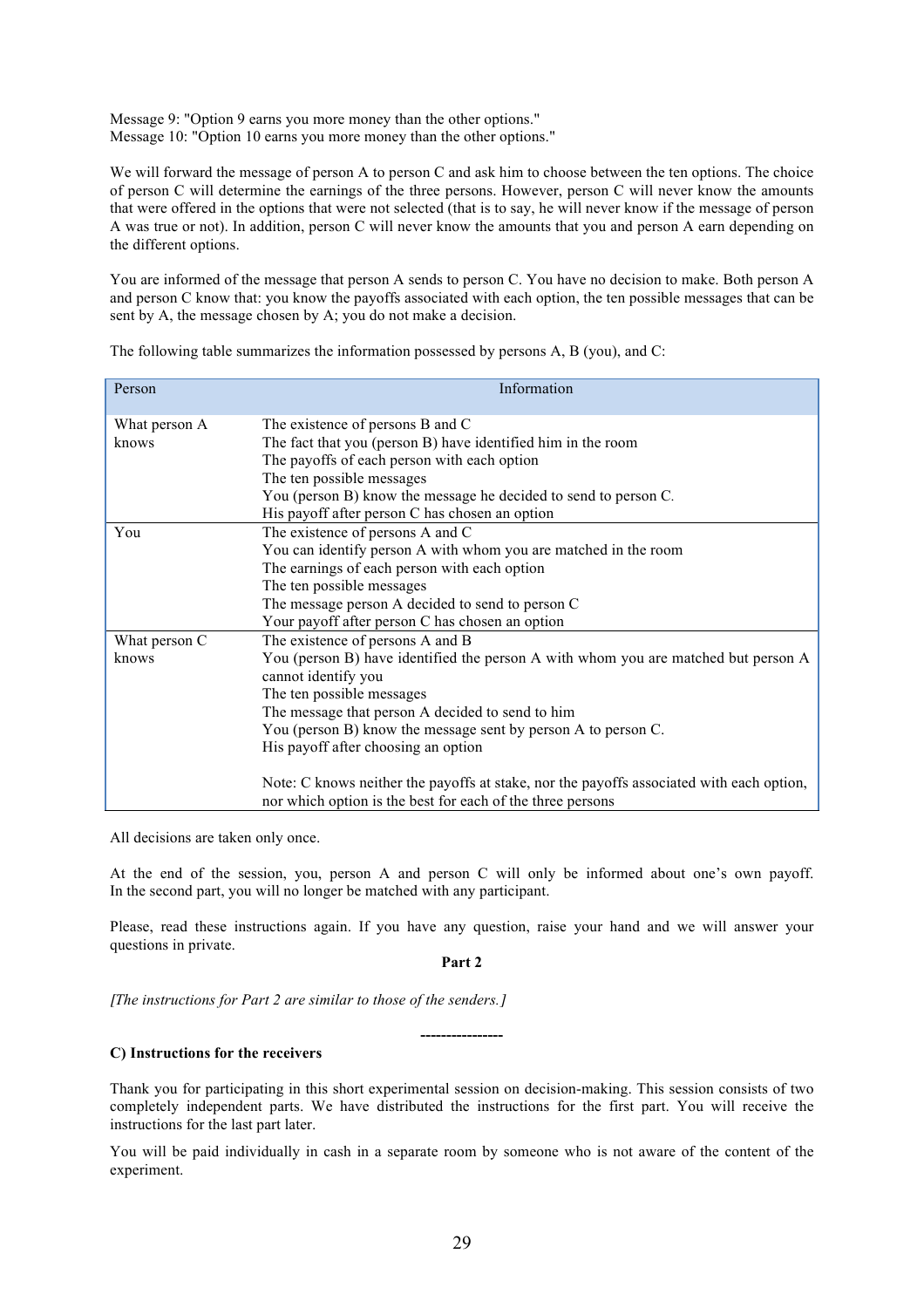Message 9: "Option 9 earns you more money than the other options."
Message 10: "Option 10 earns you more money than the other options."

We will forward the message of person A to person C and ask him to choose between the ten options. The choice of person C will determine the earnings of the three persons. However, person C will never know the amounts that were offered in the options that were not selected (that is to say, he will never know if the message of person A was true or not). In addition, person C will never know the amounts that you and person A earn depending on the different options.

You are informed of the message that person A sends to person C. You have no decision to make. Both person A and person C know that: you know the payoffs associated with each option, the ten possible messages that can be sent by A, the message chosen by A; you do not make a decision.

The following table summarizes the information possessed by persons A, B (you), and C:

| Person | Information |
|---|---|
| What person A knows | The existence of persons B and C<br>The fact that you (person B) have identified him in the room<br>The payoffs of each person with each option<br>The ten possible messages<br>You (person B) know the message he decided to send to person C.<br>His payoff after person C has chosen an option |
| You | The existence of persons A and C<br>You can identify person A with whom you are matched in the room<br>The earnings of each person with each option<br>The ten possible messages<br>The message person A decided to send to person C<br>Your payoff after person C has chosen an option |
| What person C knows | The existence of persons A and B<br>You (person B) have identified the person A with whom you are matched but person A cannot identify you<br>The ten possible messages<br>The message that person A decided to send to him<br>You (person B) know the message sent by person A to person C.<br>His payoff after choosing an option<br><br>Note: C knows neither the payoffs at stake, nor the payoffs associated with each option, nor which option is the best for each of the three persons |

All decisions are taken only once.

At the end of the session, you, person A and person C will only be informed about one's own payoff. In the second part, you will no longer be matched with any participant.

Please, read these instructions again. If you have any question, raise your hand and we will answer your questions in private.

**Part 2**

*[The instructions for Part 2 are similar to those of the senders.]*

----------------

**C) Instructions for the receivers**

Thank you for participating in this short experimental session on decision-making. This session consists of two completely independent parts. We have distributed the instructions for the first part. You will receive the instructions for the last part later.

You will be paid individually in cash in a separate room by someone who is not aware of the content of the experiment.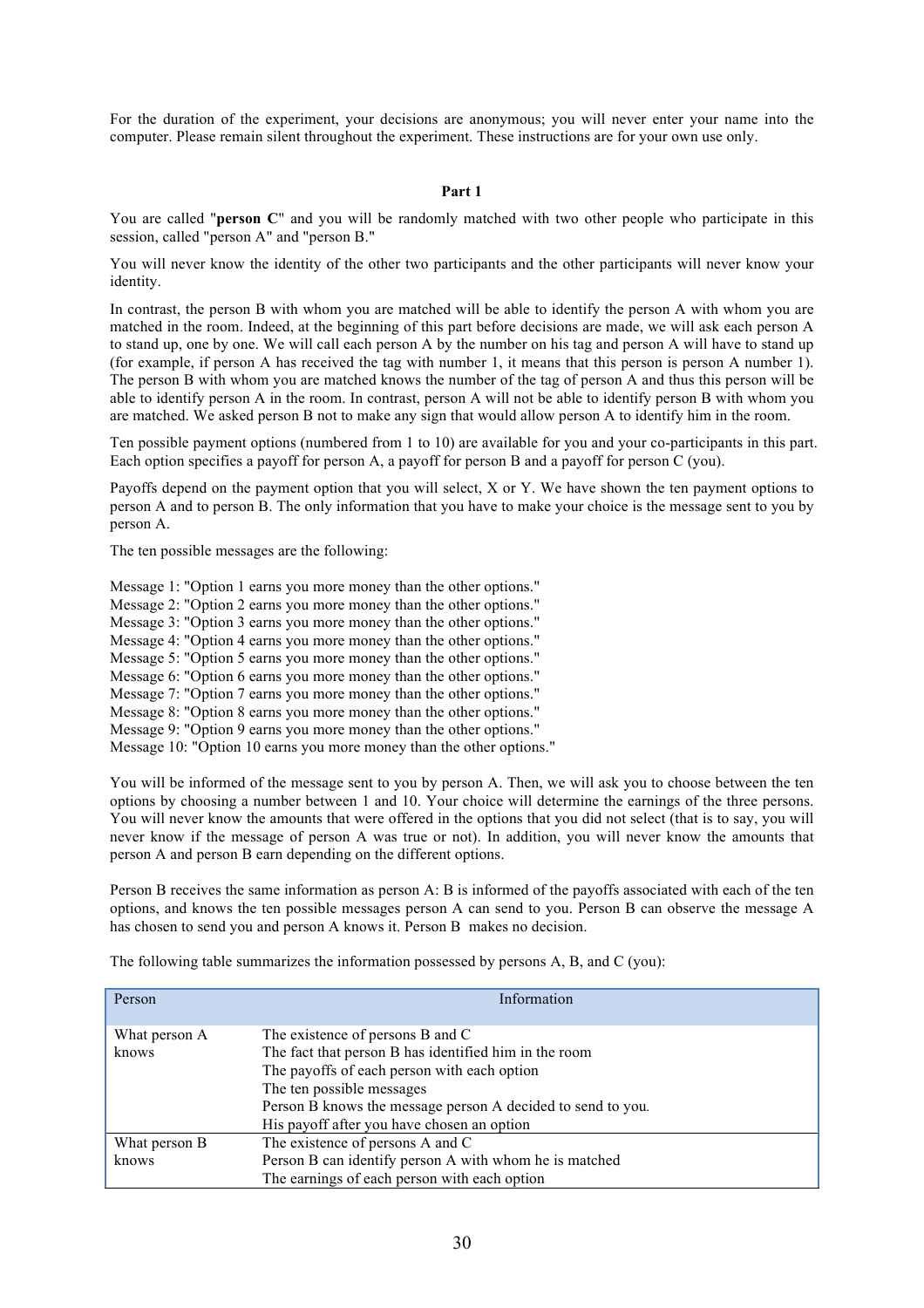For the duration of the experiment, your decisions are anonymous; you will never enter your name into the computer. Please remain silent throughout the experiment. These instructions are for your own use only.

**Part 1**

You are called "**person C**" and you will be randomly matched with two other people who participate in this session, called "person A" and "person B."

You will never know the identity of the other two participants and the other participants will never know your identity.

In contrast, the person B with whom you are matched will be able to identify the person A with whom you are matched in the room. Indeed, at the beginning of this part before decisions are made, we will ask each person A to stand up, one by one. We will call each person A by the number on his tag and person A will have to stand up (for example, if person A has received the tag with number 1, it means that this person is person A number 1). The person B with whom you are matched knows the number of the tag of person A and thus this person will be able to identify person A in the room. In contrast, person A will not be able to identify person B with whom you are matched. We asked person B not to make any sign that would allow person A to identify him in the room.

Ten possible payment options (numbered from 1 to 10) are available for you and your co-participants in this part. Each option specifies a payoff for person A, a payoff for person B and a payoff for person C (you).

Payoffs depend on the payment option that you will select, X or Y. We have shown the ten payment options to person A and to person B. The only information that you have to make your choice is the message sent to you by person A.

The ten possible messages are the following:

Message 1: "Option 1 earns you more money than the other options."
Message 2: "Option 2 earns you more money than the other options."
Message 3: "Option 3 earns you more money than the other options."
Message 4: "Option 4 earns you more money than the other options."
Message 5: "Option 5 earns you more money than the other options."
Message 6: "Option 6 earns you more money than the other options."
Message 7: "Option 7 earns you more money than the other options."
Message 8: "Option 8 earns you more money than the other options."
Message 9: "Option 9 earns you more money than the other options."
Message 10: "Option 10 earns you more money than the other options."

You will be informed of the message sent to you by person A. Then, we will ask you to choose between the ten options by choosing a number between 1 and 10. Your choice will determine the earnings of the three persons. You will never know the amounts that were offered in the options that you did not select (that is to say, you will never know if the message of person A was true or not). In addition, you will never know the amounts that person A and person B earn depending on the different options.

Person B receives the same information as person A: B is informed of the payoffs associated with each of the ten options, and knows the ten possible messages person A can send to you. Person B can observe the message A has chosen to send you and person A knows it. Person B makes no decision.

The following table summarizes the information possessed by persons A, B, and C (you):

| Person | Information |
|---|---|
| What person A knows | The existence of persons B and C<br>The fact that person B has identified him in the room<br>The payoffs of each person with each option<br>The ten possible messages<br>Person B knows the message person A decided to send to you.<br>His payoff after you have chosen an option |
| What person B knows | The existence of persons A and C<br>Person B can identify person A with whom he is matched<br>The earnings of each person with each option |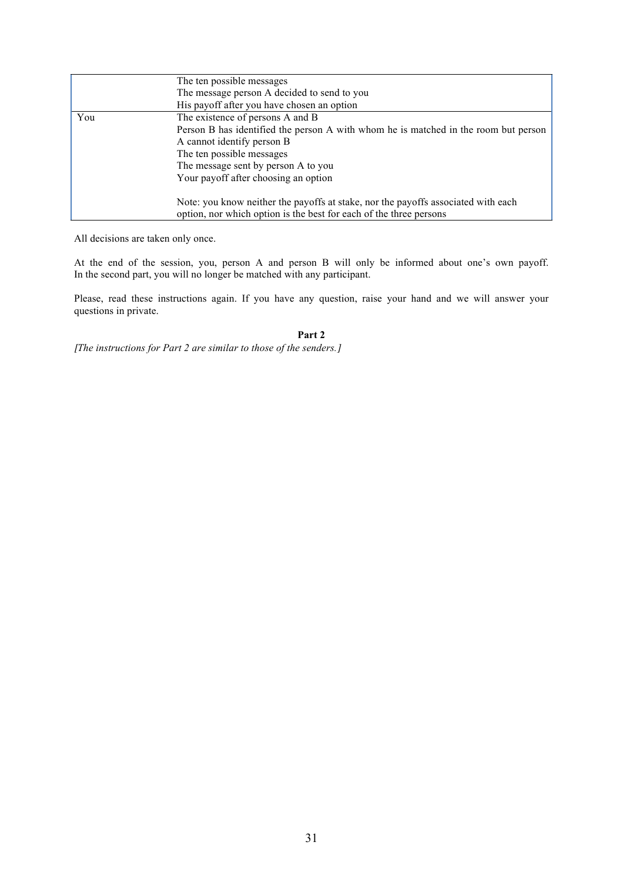| | |
|---|---|
| | The ten possible messages<br>The message person A decided to send to you<br>His payoff after you have chosen an option |
| You | The existence of persons A and B<br>Person B has identified the person A with whom he is matched in the room but person A cannot identify person B<br>The ten possible messages<br>The message sent by person A to you<br>Your payoff after choosing an option<br><br>Note: you know neither the payoffs at stake, nor the payoffs associated with each option, nor which option is the best for each of the three persons |

All decisions are taken only once.

At the end of the session, you, person A and person B will only be informed about one's own payoff. In the second part, you will no longer be matched with any participant.

Please, read these instructions again. If you have any question, raise your hand and we will answer your questions in private.

**Part 2**

*[The instructions for Part 2 are similar to those of the senders.]*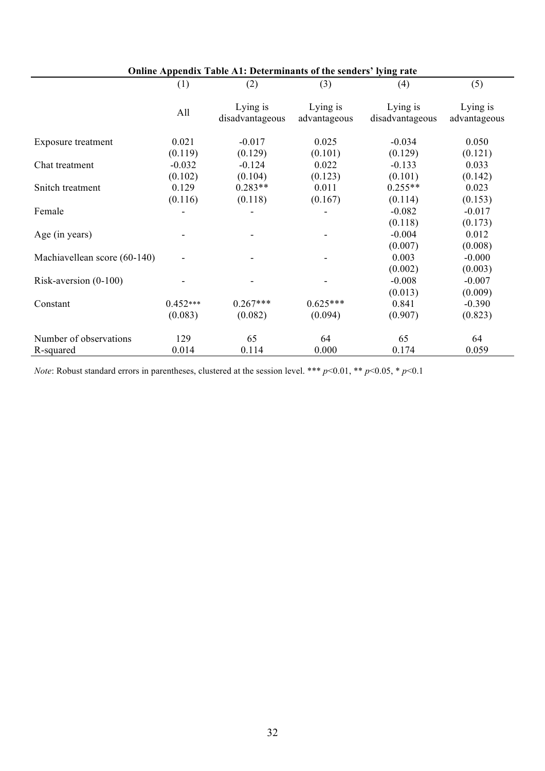**Online Appendix Table A1: Determinants of the senders' lying rate**

| | (1) | (2) | (3) | (4) | (5) |
|---|---|---|---|---|---|
| | All | Lying is disadvantageous | Lying is advantageous | Lying is disadvantageous | Lying is advantageous |
| Exposure treatment | 0.021 | -0.017 | 0.025 | -0.034 | 0.050 |
| | (0.119) | (0.129) | (0.101) | (0.129) | (0.121) |
| Chat treatment | -0.032 | -0.124 | 0.022 | -0.133 | 0.033 |
| | (0.102) | (0.104) | (0.123) | (0.101) | (0.142) |
| Snitch treatment | 0.129 | 0.283** | 0.011 | 0.255** | 0.023 |
| | (0.116) | (0.118) | (0.167) | (0.114) | (0.153) |
| Female | - | - | - | -0.082 | -0.017 |
| | | | | (0.118) | (0.173) |
| Age (in years) | - | - | - | -0.004 | 0.012 |
| | | | | (0.007) | (0.008) |
| Machiavellean score (60-140) | - | - | - | 0.003 | -0.000 |
| | | | | (0.002) | (0.003) |
| Risk-aversion (0-100) | - | - | - | -0.008 | -0.007 |
| | | | | (0.013) | (0.009) |
| Constant | 0.452*** | 0.267*** | 0.625*** | 0.841 | -0.390 |
| | (0.083) | (0.082) | (0.094) | (0.907) | (0.823) |
| Number of observations | 129 | 65 | 64 | 65 | 64 |
| R-squared | 0.014 | 0.114 | 0.000 | 0.174 | 0.059 |

*Note*: Robust standard errors in parentheses, clustered at the session level. *** $p<0.01$, ** $p<0.05$, * $p<0.1$